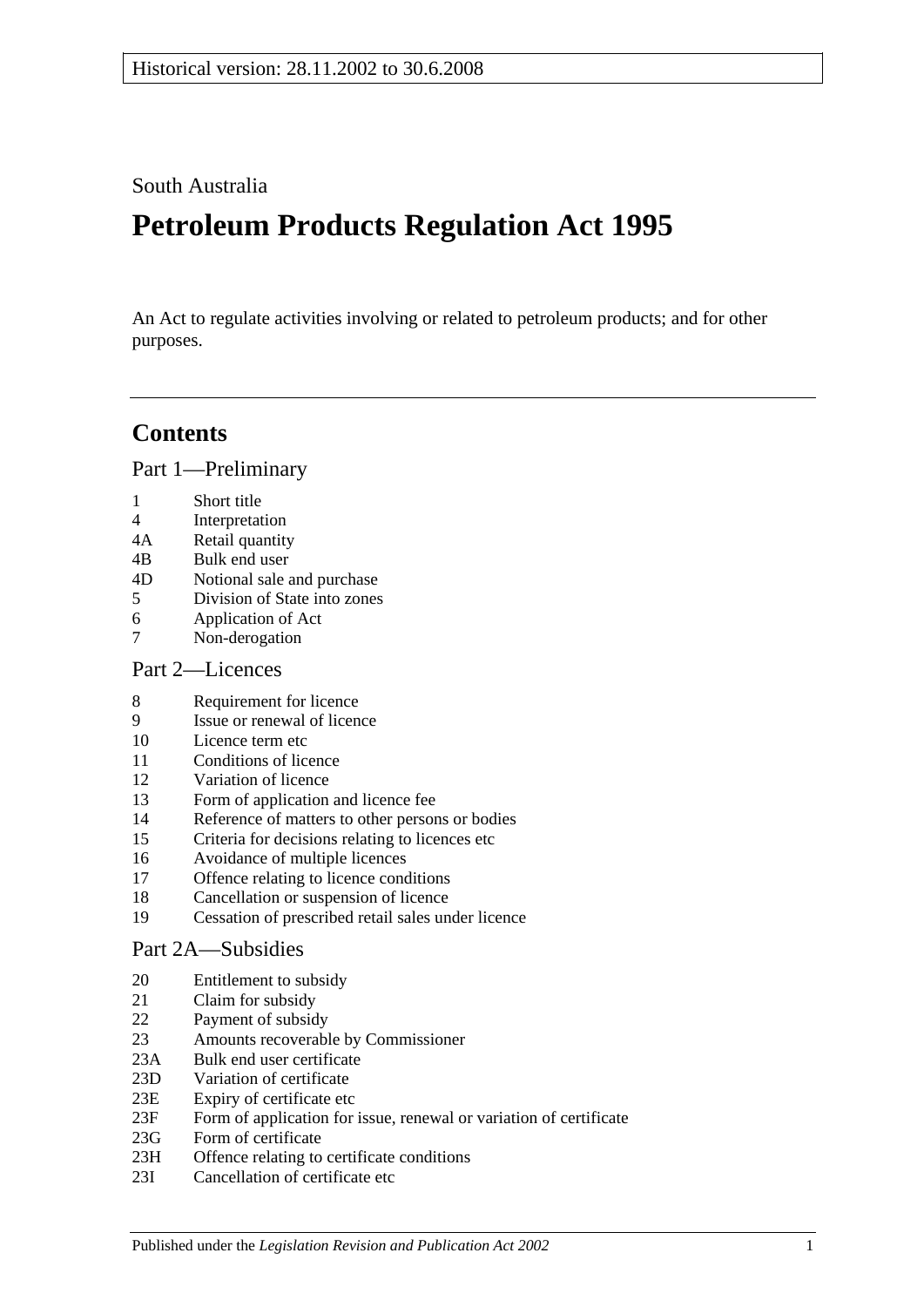Historical version: 28.11.2002 to 30.6.2008

South Australia

# Petroleum Products Regulation Act 1995

An Act to regulate activities involving or related to petroleum products; and for other purposes.

## Contents

### Part 1—Preliminary

1 Short title
4 Interpretation
4A Retail quantity
4B Bulk end user
4D Notional sale and purchase
5 Division of State into zones
6 Application of Act
7 Non-derogation

### Part 2—Licences

8 Requirement for licence
9 Issue or renewal of licence
10 Licence term etc
11 Conditions of licence
12 Variation of licence
13 Form of application and licence fee
14 Reference of matters to other persons or bodies
15 Criteria for decisions relating to licences etc
16 Avoidance of multiple licences
17 Offence relating to licence conditions
18 Cancellation or suspension of licence
19 Cessation of prescribed retail sales under licence

### Part 2A—Subsidies

20 Entitlement to subsidy
21 Claim for subsidy
22 Payment of subsidy
23 Amounts recoverable by Commissioner
23A Bulk end user certificate
23D Variation of certificate
23E Expiry of certificate etc
23F Form of application for issue, renewal or variation of certificate
23G Form of certificate
23H Offence relating to certificate conditions
23I Cancellation of certificate etc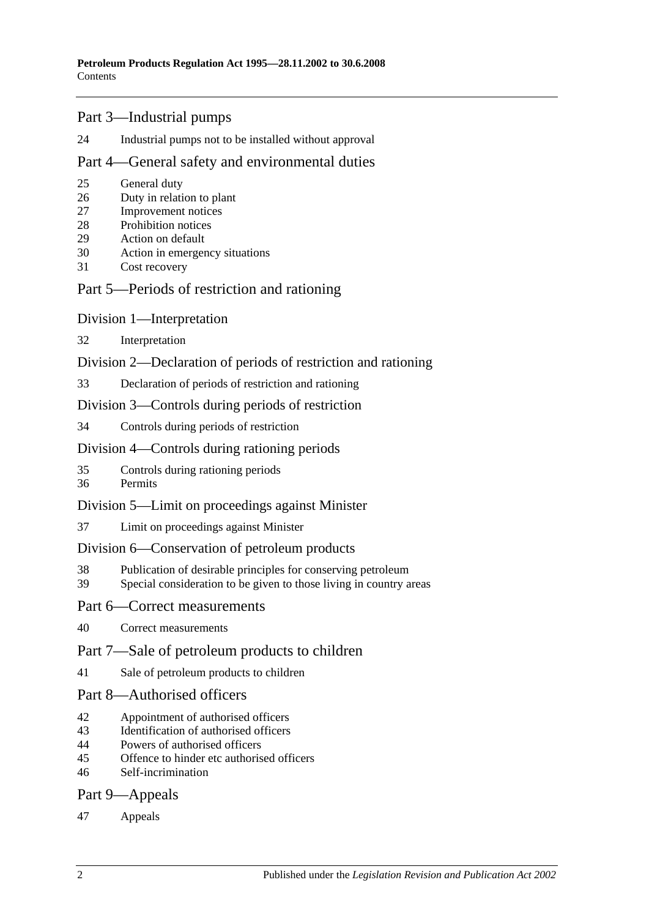## Part 3—Industrial pumps

24 Industrial pumps not to be installed without approval

## Part 4—General safety and environmental duties

25 General duty
26 Duty in relation to plant
27 Improvement notices
28 Prohibition notices
29 Action on default
30 Action in emergency situations
31 Cost recovery

## Part 5—Periods of restriction and rationing

### Division 1—Interpretation

32 Interpretation

### Division 2—Declaration of periods of restriction and rationing

33 Declaration of periods of restriction and rationing

### Division 3—Controls during periods of restriction

34 Controls during periods of restriction

### Division 4—Controls during rationing periods

35 Controls during rationing periods
36 Permits

### Division 5—Limit on proceedings against Minister

37 Limit on proceedings against Minister

### Division 6—Conservation of petroleum products

38 Publication of desirable principles for conserving petroleum
39 Special consideration to be given to those living in country areas

## Part 6—Correct measurements

40 Correct measurements

## Part 7—Sale of petroleum products to children

41 Sale of petroleum products to children

## Part 8—Authorised officers

42 Appointment of authorised officers
43 Identification of authorised officers
44 Powers of authorised officers
45 Offence to hinder etc authorised officers
46 Self-incrimination

## Part 9—Appeals

47 Appeals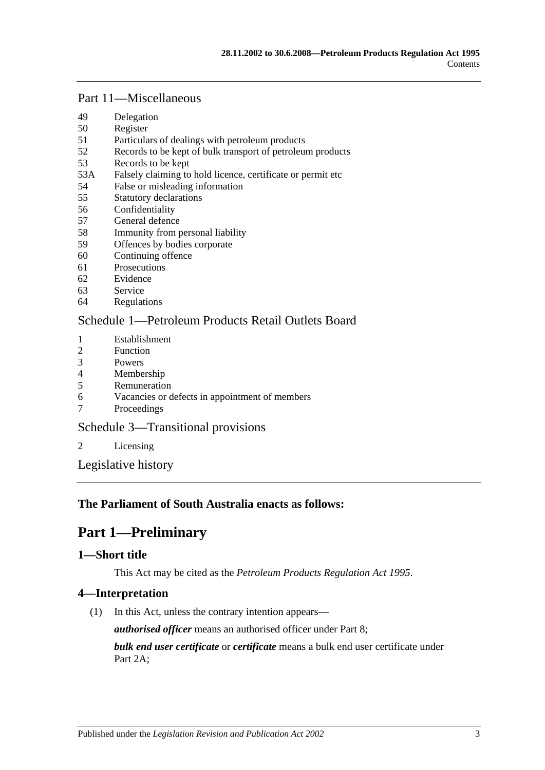## Part 11—Miscellaneous

49 Delegation
50 Register
51 Particulars of dealings with petroleum products
52 Records to be kept of bulk transport of petroleum products
53 Records to be kept
53A Falsely claiming to hold licence, certificate or permit etc
54 False or misleading information
55 Statutory declarations
56 Confidentiality
57 General defence
58 Immunity from personal liability
59 Offences by bodies corporate
60 Continuing offence
61 Prosecutions
62 Evidence
63 Service
64 Regulations

## Schedule 1—Petroleum Products Retail Outlets Board

1 Establishment
2 Function
3 Powers
4 Membership
5 Remuneration
6 Vacancies or defects in appointment of members
7 Proceedings

## Schedule 3—Transitional provisions

2 Licensing

## Legislative history

**The Parliament of South Australia enacts as follows:**

# Part 1—Preliminary

### 1—Short title

This Act may be cited as the *Petroleum Products Regulation Act 1995*.

### 4—Interpretation

(1) In this Act, unless the contrary intention appears—

***authorised officer*** means an authorised officer under Part 8;

***bulk end user certificate*** or ***certificate*** means a bulk end user certificate under Part 2A;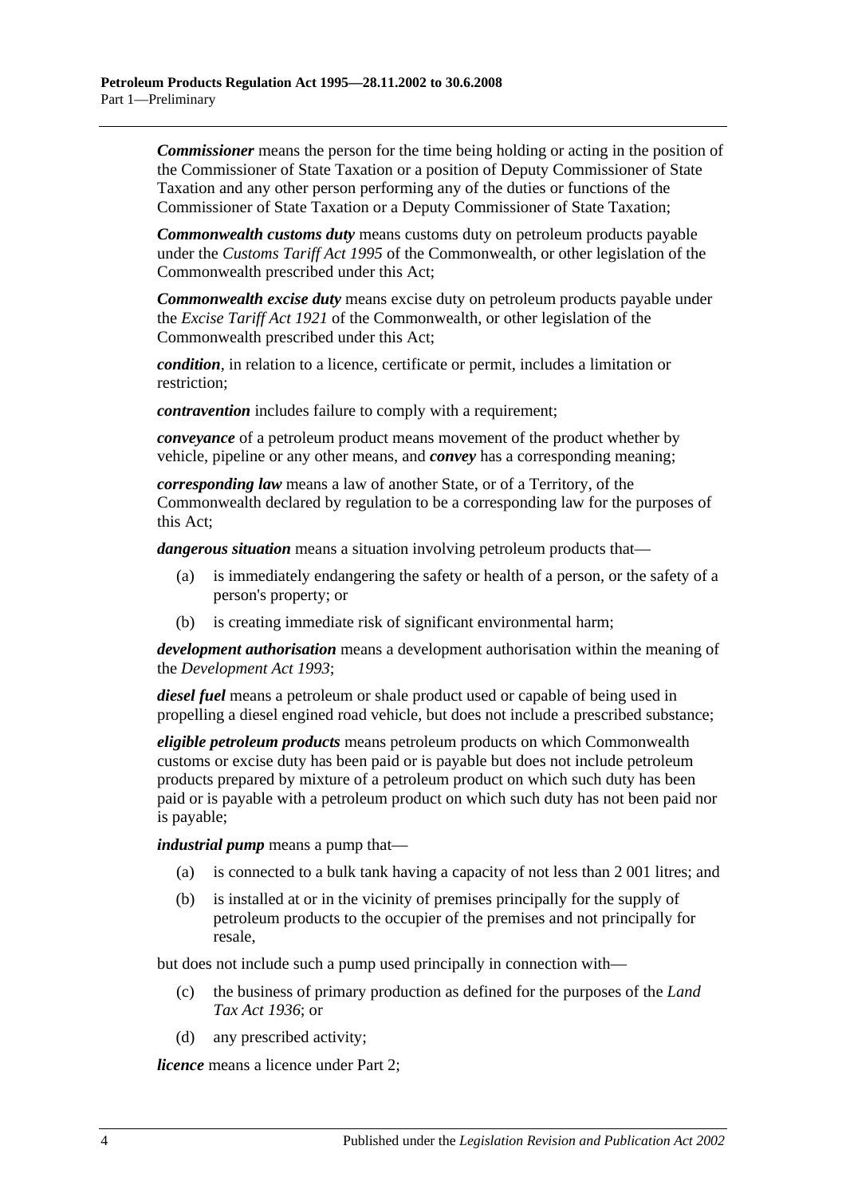***Commissioner*** means the person for the time being holding or acting in the position of the Commissioner of State Taxation or a position of Deputy Commissioner of State Taxation and any other person performing any of the duties or functions of the Commissioner of State Taxation or a Deputy Commissioner of State Taxation;

***Commonwealth customs duty*** means customs duty on petroleum products payable under the *Customs Tariff Act 1995* of the Commonwealth, or other legislation of the Commonwealth prescribed under this Act;

***Commonwealth excise duty*** means excise duty on petroleum products payable under the *Excise Tariff Act 1921* of the Commonwealth, or other legislation of the Commonwealth prescribed under this Act;

***condition***, in relation to a licence, certificate or permit, includes a limitation or restriction;

***contravention*** includes failure to comply with a requirement;

***conveyance*** of a petroleum product means movement of the product whether by vehicle, pipeline or any other means, and ***convey*** has a corresponding meaning;

***corresponding law*** means a law of another State, or of a Territory, of the Commonwealth declared by regulation to be a corresponding law for the purposes of this Act;

***dangerous situation*** means a situation involving petroleum products that—

- (a) is immediately endangering the safety or health of a person, or the safety of a person's property; or
- (b) is creating immediate risk of significant environmental harm;

***development authorisation*** means a development authorisation within the meaning of the *Development Act 1993*;

***diesel fuel*** means a petroleum or shale product used or capable of being used in propelling a diesel engined road vehicle, but does not include a prescribed substance;

***eligible petroleum products*** means petroleum products on which Commonwealth customs or excise duty has been paid or is payable but does not include petroleum products prepared by mixture of a petroleum product on which such duty has been paid or is payable with a petroleum product on which such duty has not been paid nor is payable;

***industrial pump*** means a pump that—

- (a) is connected to a bulk tank having a capacity of not less than 2 001 litres; and
- (b) is installed at or in the vicinity of premises principally for the supply of petroleum products to the occupier of the premises and not principally for resale,

but does not include such a pump used principally in connection with—

- (c) the business of primary production as defined for the purposes of the *Land Tax Act 1936*; or
- (d) any prescribed activity;

***licence*** means a licence under Part 2;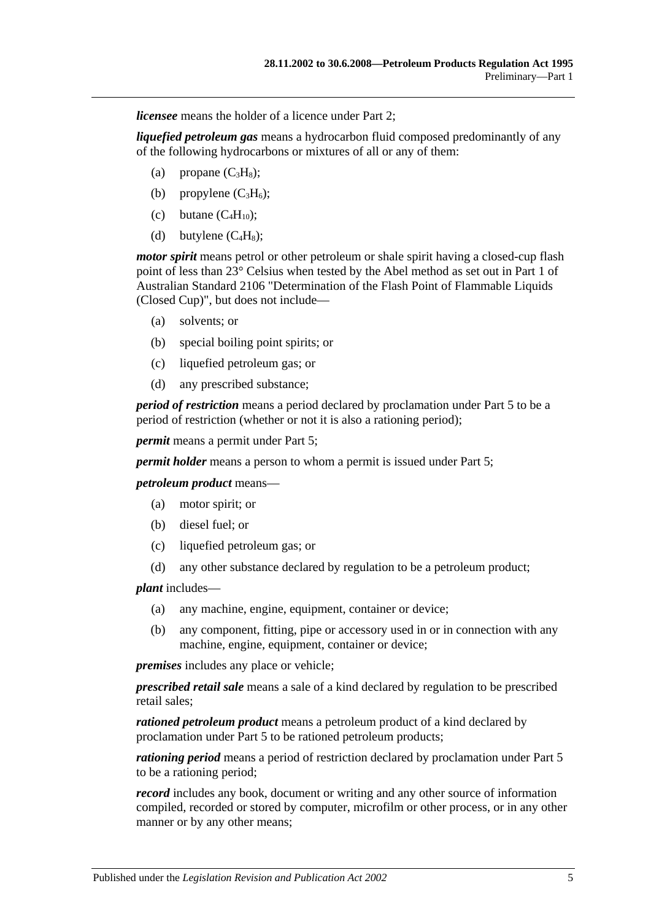***licensee*** means the holder of a licence under Part 2;

***liquefied petroleum gas*** means a hydrocarbon fluid composed predominantly of any of the following hydrocarbons or mixtures of all or any of them:

- (a) propane ($C_3H_8$);
- (b) propylene ($C_3H_6$);
- (c) butane ($C_4H_{10}$);
- (d) butylene ($C_4H_8$);

***motor spirit*** means petrol or other petroleum or shale spirit having a closed-cup flash point of less than 23° Celsius when tested by the Abel method as set out in Part 1 of Australian Standard 2106 "Determination of the Flash Point of Flammable Liquids (Closed Cup)", but does not include—

- (a) solvents; or
- (b) special boiling point spirits; or
- (c) liquefied petroleum gas; or
- (d) any prescribed substance;

***period of restriction*** means a period declared by proclamation under Part 5 to be a period of restriction (whether or not it is also a rationing period);

***permit*** means a permit under Part 5;

***permit holder*** means a person to whom a permit is issued under Part 5;

***petroleum product*** means—

- (a) motor spirit; or
- (b) diesel fuel; or
- (c) liquefied petroleum gas; or
- (d) any other substance declared by regulation to be a petroleum product;

***plant*** includes—

- (a) any machine, engine, equipment, container or device;
- (b) any component, fitting, pipe or accessory used in or in connection with any machine, engine, equipment, container or device;

***premises*** includes any place or vehicle;

***prescribed retail sale*** means a sale of a kind declared by regulation to be prescribed retail sales;

***rationed petroleum product*** means a petroleum product of a kind declared by proclamation under Part 5 to be rationed petroleum products;

***rationing period*** means a period of restriction declared by proclamation under Part 5 to be a rationing period;

***record*** includes any book, document or writing and any other source of information compiled, recorded or stored by computer, microfilm or other process, or in any other manner or by any other means;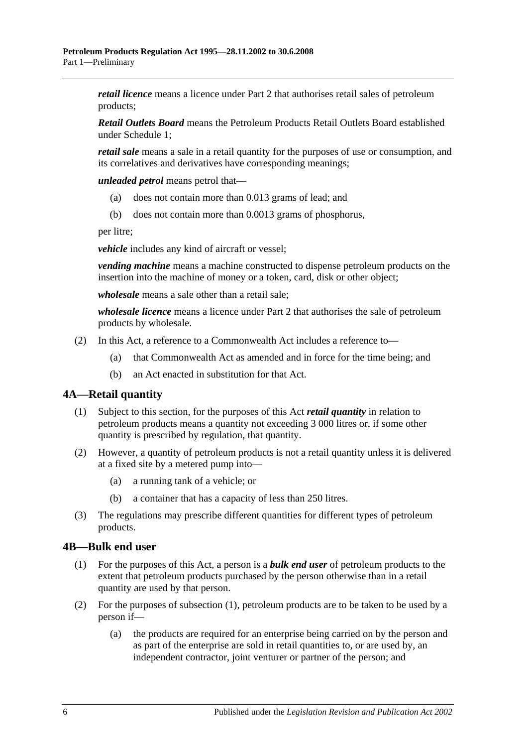***retail licence*** means a licence under Part 2 that authorises retail sales of petroleum products;

***Retail Outlets Board*** means the Petroleum Products Retail Outlets Board established under Schedule 1;

***retail sale*** means a sale in a retail quantity for the purposes of use or consumption, and its correlatives and derivatives have corresponding meanings;

***unleaded petrol*** means petrol that—

(a) does not contain more than 0.013 grams of lead; and

(b) does not contain more than 0.0013 grams of phosphorus,

per litre;

***vehicle*** includes any kind of aircraft or vessel;

***vending machine*** means a machine constructed to dispense petroleum products on the insertion into the machine of money or a token, card, disk or other object;

***wholesale*** means a sale other than a retail sale;

***wholesale licence*** means a licence under Part 2 that authorises the sale of petroleum products by wholesale.

(2) In this Act, a reference to a Commonwealth Act includes a reference to—

(a) that Commonwealth Act as amended and in force for the time being; and

(b) an Act enacted in substitution for that Act.

## 4A—Retail quantity

(1) Subject to this section, for the purposes of this Act ***retail quantity*** in relation to petroleum products means a quantity not exceeding 3 000 litres or, if some other quantity is prescribed by regulation, that quantity.

(2) However, a quantity of petroleum products is not a retail quantity unless it is delivered at a fixed site by a metered pump into—

(a) a running tank of a vehicle; or

(b) a container that has a capacity of less than 250 litres.

(3) The regulations may prescribe different quantities for different types of petroleum products.

## 4B—Bulk end user

(1) For the purposes of this Act, a person is a ***bulk end user*** of petroleum products to the extent that petroleum products purchased by the person otherwise than in a retail quantity are used by that person.

(2) For the purposes of subsection (1), petroleum products are to be taken to be used by a person if—

(a) the products are required for an enterprise being carried on by the person and as part of the enterprise are sold in retail quantities to, or are used by, an independent contractor, joint venturer or partner of the person; and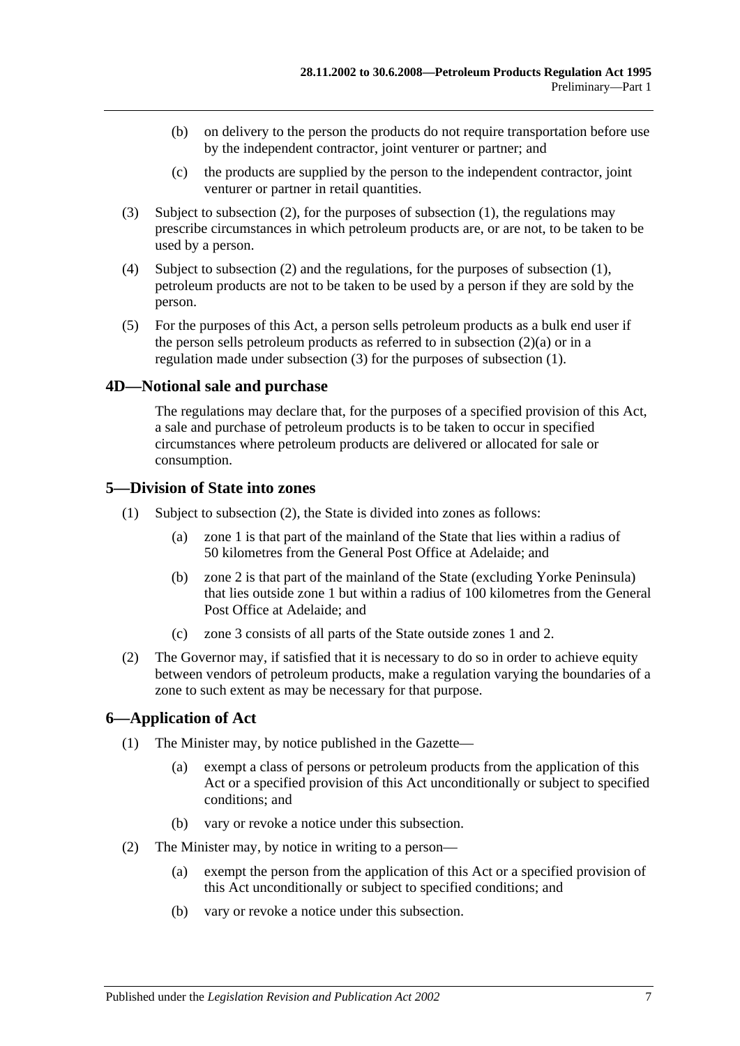(b) on delivery to the person the products do not require transportation before use by the independent contractor, joint venturer or partner; and

(c) the products are supplied by the person to the independent contractor, joint venturer or partner in retail quantities.

(3) Subject to subsection (2), for the purposes of subsection (1), the regulations may prescribe circumstances in which petroleum products are, or are not, to be taken to be used by a person.

(4) Subject to subsection (2) and the regulations, for the purposes of subsection (1), petroleum products are not to be taken to be used by a person if they are sold by the person.

(5) For the purposes of this Act, a person sells petroleum products as a bulk end user if the person sells petroleum products as referred to in subsection (2)(a) or in a regulation made under subsection (3) for the purposes of subsection (1).

## 4D—Notional sale and purchase

The regulations may declare that, for the purposes of a specified provision of this Act, a sale and purchase of petroleum products is to be taken to occur in specified circumstances where petroleum products are delivered or allocated for sale or consumption.

## 5—Division of State into zones

(1) Subject to subsection (2), the State is divided into zones as follows:

(a) zone 1 is that part of the mainland of the State that lies within a radius of 50 kilometres from the General Post Office at Adelaide; and

(b) zone 2 is that part of the mainland of the State (excluding Yorke Peninsula) that lies outside zone 1 but within a radius of 100 kilometres from the General Post Office at Adelaide; and

(c) zone 3 consists of all parts of the State outside zones 1 and 2.

(2) The Governor may, if satisfied that it is necessary to do so in order to achieve equity between vendors of petroleum products, make a regulation varying the boundaries of a zone to such extent as may be necessary for that purpose.

## 6—Application of Act

(1) The Minister may, by notice published in the Gazette—

(a) exempt a class of persons or petroleum products from the application of this Act or a specified provision of this Act unconditionally or subject to specified conditions; and

(b) vary or revoke a notice under this subsection.

(2) The Minister may, by notice in writing to a person—

(a) exempt the person from the application of this Act or a specified provision of this Act unconditionally or subject to specified conditions; and

(b) vary or revoke a notice under this subsection.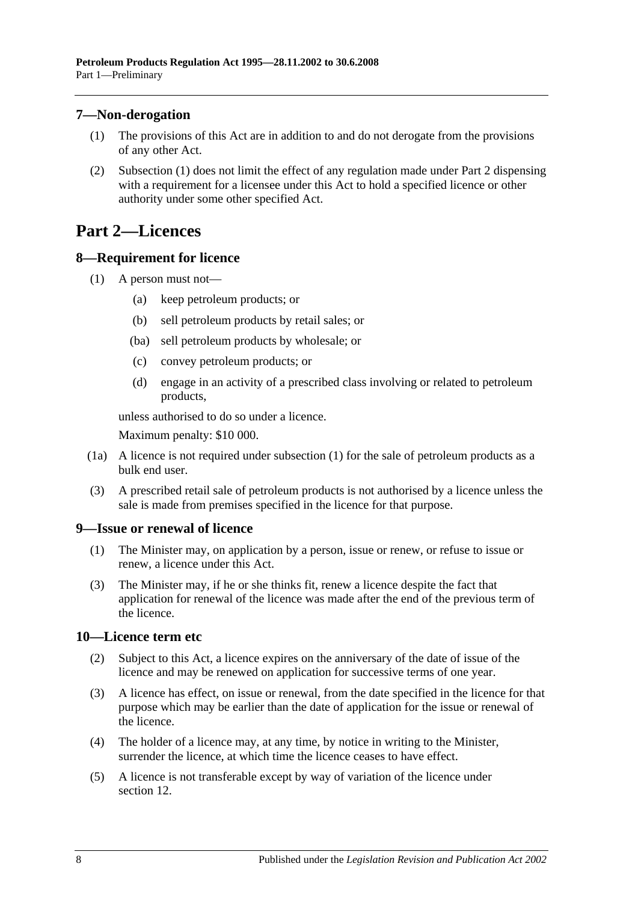## 7—Non-derogation

(1) The provisions of this Act are in addition to and do not derogate from the provisions of any other Act.

(2) Subsection (1) does not limit the effect of any regulation made under Part 2 dispensing with a requirement for a licensee under this Act to hold a specified licence or other authority under some other specified Act.

# Part 2—Licences

## 8—Requirement for licence

(1) A person must not—

- (a) keep petroleum products; or
- (b) sell petroleum products by retail sales; or
- (ba) sell petroleum products by wholesale; or
- (c) convey petroleum products; or
- (d) engage in an activity of a prescribed class involving or related to petroleum products,

unless authorised to do so under a licence.

Maximum penalty: $10 000.

(1a) A licence is not required under subsection (1) for the sale of petroleum products as a bulk end user.

(3) A prescribed retail sale of petroleum products is not authorised by a licence unless the sale is made from premises specified in the licence for that purpose.

## 9—Issue or renewal of licence

(1) The Minister may, on application by a person, issue or renew, or refuse to issue or renew, a licence under this Act.

(3) The Minister may, if he or she thinks fit, renew a licence despite the fact that application for renewal of the licence was made after the end of the previous term of the licence.

## 10—Licence term etc

(2) Subject to this Act, a licence expires on the anniversary of the date of issue of the licence and may be renewed on application for successive terms of one year.

(3) A licence has effect, on issue or renewal, from the date specified in the licence for that purpose which may be earlier than the date of application for the issue or renewal of the licence.

(4) The holder of a licence may, at any time, by notice in writing to the Minister, surrender the licence, at which time the licence ceases to have effect.

(5) A licence is not transferable except by way of variation of the licence under section 12.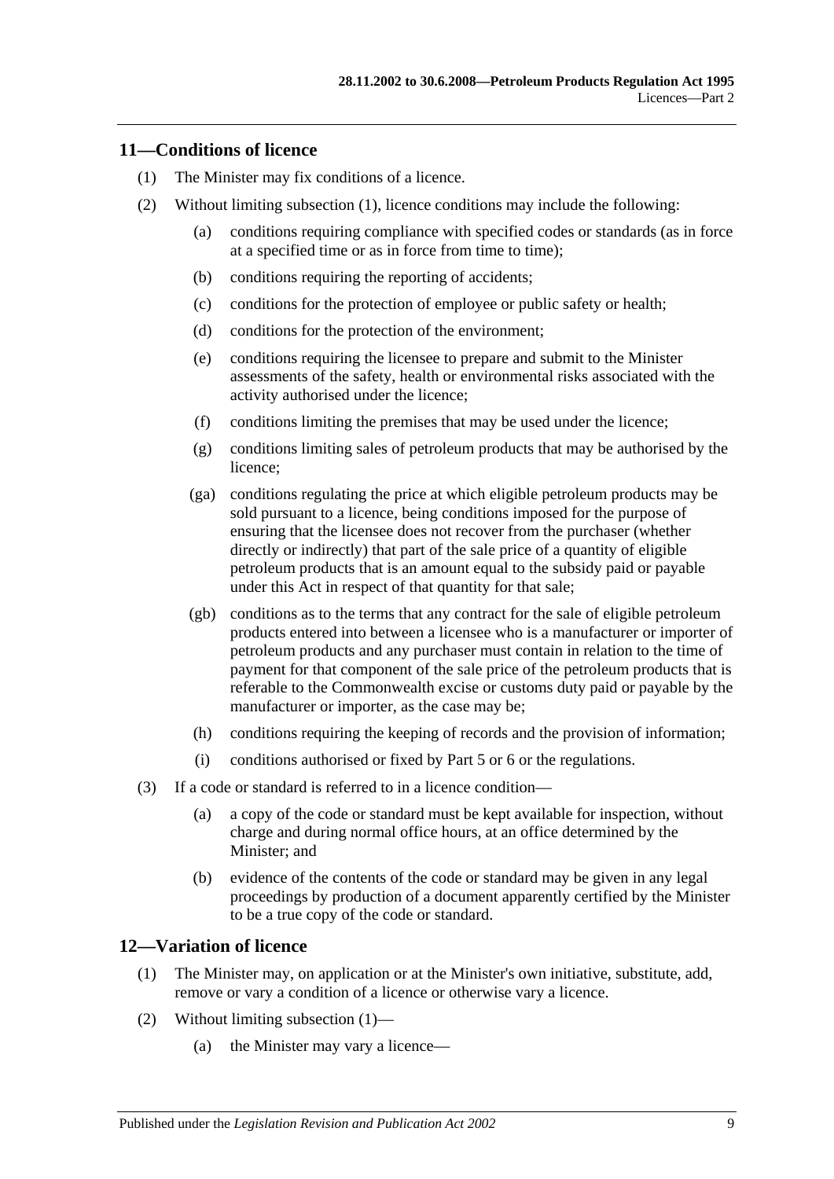## 11—Conditions of licence

(1) The Minister may fix conditions of a licence.

(2) Without limiting subsection (1), licence conditions may include the following:

- (a) conditions requiring compliance with specified codes or standards (as in force at a specified time or as in force from time to time);
- (b) conditions requiring the reporting of accidents;
- (c) conditions for the protection of employee or public safety or health;
- (d) conditions for the protection of the environment;
- (e) conditions requiring the licensee to prepare and submit to the Minister assessments of the safety, health or environmental risks associated with the activity authorised under the licence;
- (f) conditions limiting the premises that may be used under the licence;
- (g) conditions limiting sales of petroleum products that may be authorised by the licence;
- (ga) conditions regulating the price at which eligible petroleum products may be sold pursuant to a licence, being conditions imposed for the purpose of ensuring that the licensee does not recover from the purchaser (whether directly or indirectly) that part of the sale price of a quantity of eligible petroleum products that is an amount equal to the subsidy paid or payable under this Act in respect of that quantity for that sale;
- (gb) conditions as to the terms that any contract for the sale of eligible petroleum products entered into between a licensee who is a manufacturer or importer of petroleum products and any purchaser must contain in relation to the time of payment for that component of the sale price of the petroleum products that is referable to the Commonwealth excise or customs duty paid or payable by the manufacturer or importer, as the case may be;
- (h) conditions requiring the keeping of records and the provision of information;
- (i) conditions authorised or fixed by Part 5 or 6 or the regulations.

(3) If a code or standard is referred to in a licence condition—

- (a) a copy of the code or standard must be kept available for inspection, without charge and during normal office hours, at an office determined by the Minister; and
- (b) evidence of the contents of the code or standard may be given in any legal proceedings by production of a document apparently certified by the Minister to be a true copy of the code or standard.

## 12—Variation of licence

(1) The Minister may, on application or at the Minister's own initiative, substitute, add, remove or vary a condition of a licence or otherwise vary a licence.

(2) Without limiting subsection (1)—

- (a) the Minister may vary a licence—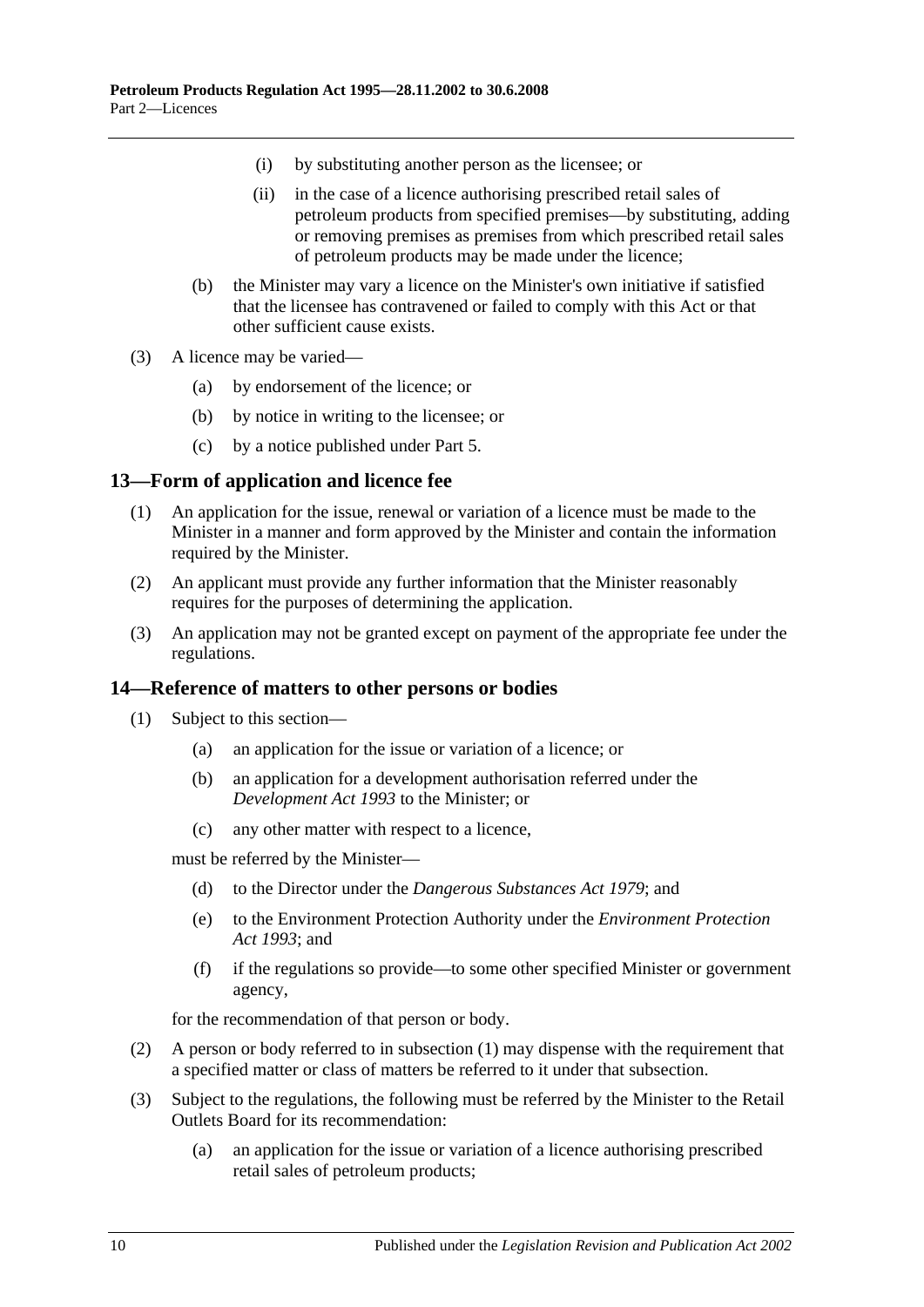(i) by substituting another person as the licensee; or

(ii) in the case of a licence authorising prescribed retail sales of petroleum products from specified premises—by substituting, adding or removing premises as premises from which prescribed retail sales of petroleum products may be made under the licence;

(b) the Minister may vary a licence on the Minister's own initiative if satisfied that the licensee has contravened or failed to comply with this Act or that other sufficient cause exists.

(3) A licence may be varied—

(a) by endorsement of the licence; or

(b) by notice in writing to the licensee; or

(c) by a notice published under Part 5.

## 13—Form of application and licence fee

(1) An application for the issue, renewal or variation of a licence must be made to the Minister in a manner and form approved by the Minister and contain the information required by the Minister.

(2) An applicant must provide any further information that the Minister reasonably requires for the purposes of determining the application.

(3) An application may not be granted except on payment of the appropriate fee under the regulations.

## 14—Reference of matters to other persons or bodies

(1) Subject to this section—

(a) an application for the issue or variation of a licence; or

(b) an application for a development authorisation referred under the *Development Act 1993* to the Minister; or

(c) any other matter with respect to a licence,

must be referred by the Minister—

(d) to the Director under the *Dangerous Substances Act 1979*; and

(e) to the Environment Protection Authority under the *Environment Protection Act 1993*; and

(f) if the regulations so provide—to some other specified Minister or government agency,

for the recommendation of that person or body.

(2) A person or body referred to in subsection (1) may dispense with the requirement that a specified matter or class of matters be referred to it under that subsection.

(3) Subject to the regulations, the following must be referred by the Minister to the Retail Outlets Board for its recommendation:

(a) an application for the issue or variation of a licence authorising prescribed retail sales of petroleum products;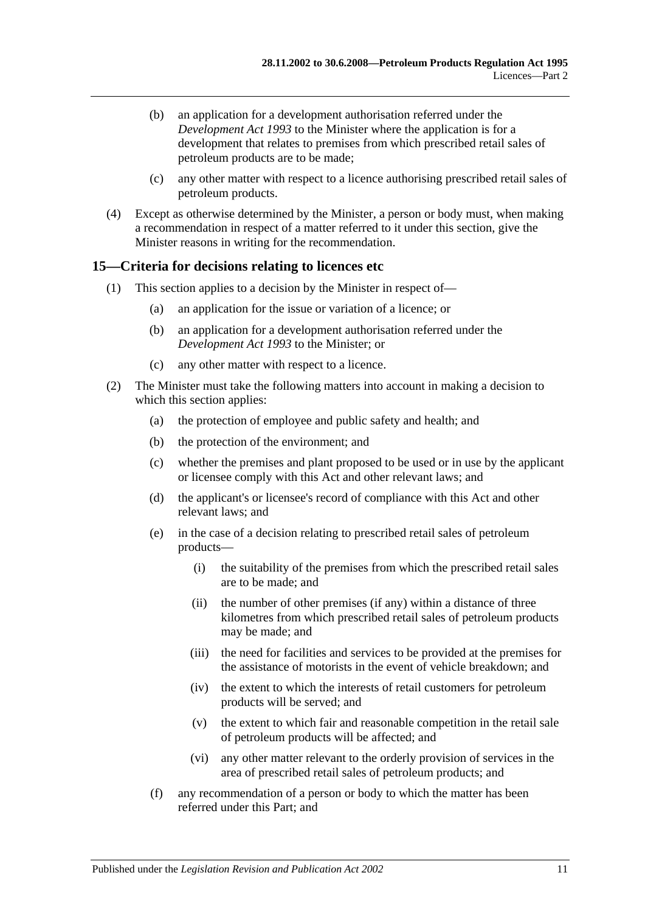(b) an application for a development authorisation referred under the *Development Act 1993* to the Minister where the application is for a development that relates to premises from which prescribed retail sales of petroleum products are to be made;

(c) any other matter with respect to a licence authorising prescribed retail sales of petroleum products.

(4) Except as otherwise determined by the Minister, a person or body must, when making a recommendation in respect of a matter referred to it under this section, give the Minister reasons in writing for the recommendation.

## 15—Criteria for decisions relating to licences etc

(1) This section applies to a decision by the Minister in respect of—

(a) an application for the issue or variation of a licence; or

(b) an application for a development authorisation referred under the *Development Act 1993* to the Minister; or

(c) any other matter with respect to a licence.

(2) The Minister must take the following matters into account in making a decision to which this section applies:

(a) the protection of employee and public safety and health; and

(b) the protection of the environment; and

(c) whether the premises and plant proposed to be used or in use by the applicant or licensee comply with this Act and other relevant laws; and

(d) the applicant's or licensee's record of compliance with this Act and other relevant laws; and

(e) in the case of a decision relating to prescribed retail sales of petroleum products—

(i) the suitability of the premises from which the prescribed retail sales are to be made; and

(ii) the number of other premises (if any) within a distance of three kilometres from which prescribed retail sales of petroleum products may be made; and

(iii) the need for facilities and services to be provided at the premises for the assistance of motorists in the event of vehicle breakdown; and

(iv) the extent to which the interests of retail customers for petroleum products will be served; and

(v) the extent to which fair and reasonable competition in the retail sale of petroleum products will be affected; and

(vi) any other matter relevant to the orderly provision of services in the area of prescribed retail sales of petroleum products; and

(f) any recommendation of a person or body to which the matter has been referred under this Part; and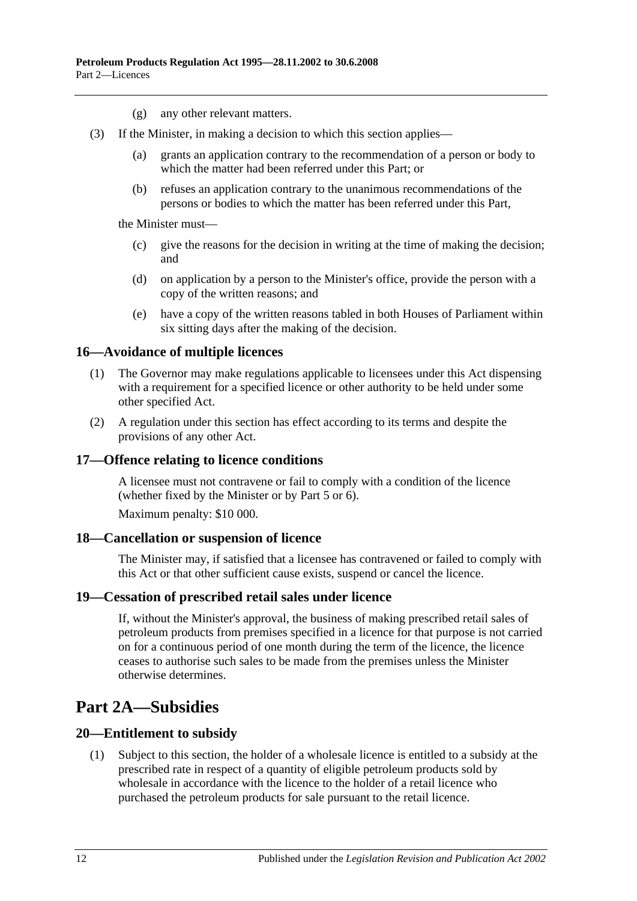(g) any other relevant matters.

(3) If the Minister, in making a decision to which this section applies—

(a) grants an application contrary to the recommendation of a person or body to which the matter had been referred under this Part; or

(b) refuses an application contrary to the unanimous recommendations of the persons or bodies to which the matter has been referred under this Part,

the Minister must—

(c) give the reasons for the decision in writing at the time of making the decision; and

(d) on application by a person to the Minister's office, provide the person with a copy of the written reasons; and

(e) have a copy of the written reasons tabled in both Houses of Parliament within six sitting days after the making of the decision.

### 16—Avoidance of multiple licences

(1) The Governor may make regulations applicable to licensees under this Act dispensing with a requirement for a specified licence or other authority to be held under some other specified Act.

(2) A regulation under this section has effect according to its terms and despite the provisions of any other Act.

### 17—Offence relating to licence conditions

A licensee must not contravene or fail to comply with a condition of the licence (whether fixed by the Minister or by Part 5 or 6).

Maximum penalty: $10 000.

### 18—Cancellation or suspension of licence

The Minister may, if satisfied that a licensee has contravened or failed to comply with this Act or that other sufficient cause exists, suspend or cancel the licence.

### 19—Cessation of prescribed retail sales under licence

If, without the Minister's approval, the business of making prescribed retail sales of petroleum products from premises specified in a licence for that purpose is not carried on for a continuous period of one month during the term of the licence, the licence ceases to authorise such sales to be made from the premises unless the Minister otherwise determines.

## Part 2A—Subsidies

### 20—Entitlement to subsidy

(1) Subject to this section, the holder of a wholesale licence is entitled to a subsidy at the prescribed rate in respect of a quantity of eligible petroleum products sold by wholesale in accordance with the licence to the holder of a retail licence who purchased the petroleum products for sale pursuant to the retail licence.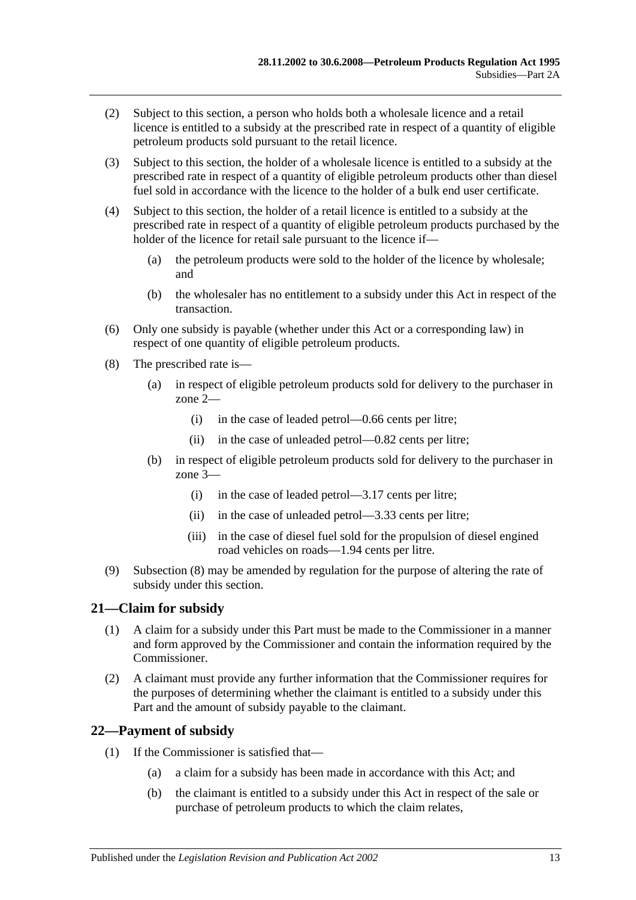(2) Subject to this section, a person who holds both a wholesale licence and a retail licence is entitled to a subsidy at the prescribed rate in respect of a quantity of eligible petroleum products sold pursuant to the retail licence.

(3) Subject to this section, the holder of a wholesale licence is entitled to a subsidy at the prescribed rate in respect of a quantity of eligible petroleum products other than diesel fuel sold in accordance with the licence to the holder of a bulk end user certificate.

(4) Subject to this section, the holder of a retail licence is entitled to a subsidy at the prescribed rate in respect of a quantity of eligible petroleum products purchased by the holder of the licence for retail sale pursuant to the licence if—

(a) the petroleum products were sold to the holder of the licence by wholesale; and

(b) the wholesaler has no entitlement to a subsidy under this Act in respect of the transaction.

(6) Only one subsidy is payable (whether under this Act or a corresponding law) in respect of one quantity of eligible petroleum products.

(8) The prescribed rate is—

(a) in respect of eligible petroleum products sold for delivery to the purchaser in zone 2—

(i) in the case of leaded petrol—0.66 cents per litre;

(ii) in the case of unleaded petrol—0.82 cents per litre;

(b) in respect of eligible petroleum products sold for delivery to the purchaser in zone 3—

(i) in the case of leaded petrol—3.17 cents per litre;

(ii) in the case of unleaded petrol—3.33 cents per litre;

(iii) in the case of diesel fuel sold for the propulsion of diesel engined road vehicles on roads—1.94 cents per litre.

(9) Subsection (8) may be amended by regulation for the purpose of altering the rate of subsidy under this section.

## 21—Claim for subsidy

(1) A claim for a subsidy under this Part must be made to the Commissioner in a manner and form approved by the Commissioner and contain the information required by the Commissioner.

(2) A claimant must provide any further information that the Commissioner requires for the purposes of determining whether the claimant is entitled to a subsidy under this Part and the amount of subsidy payable to the claimant.

## 22—Payment of subsidy

(1) If the Commissioner is satisfied that—

(a) a claim for a subsidy has been made in accordance with this Act; and

(b) the claimant is entitled to a subsidy under this Act in respect of the sale or purchase of petroleum products to which the claim relates,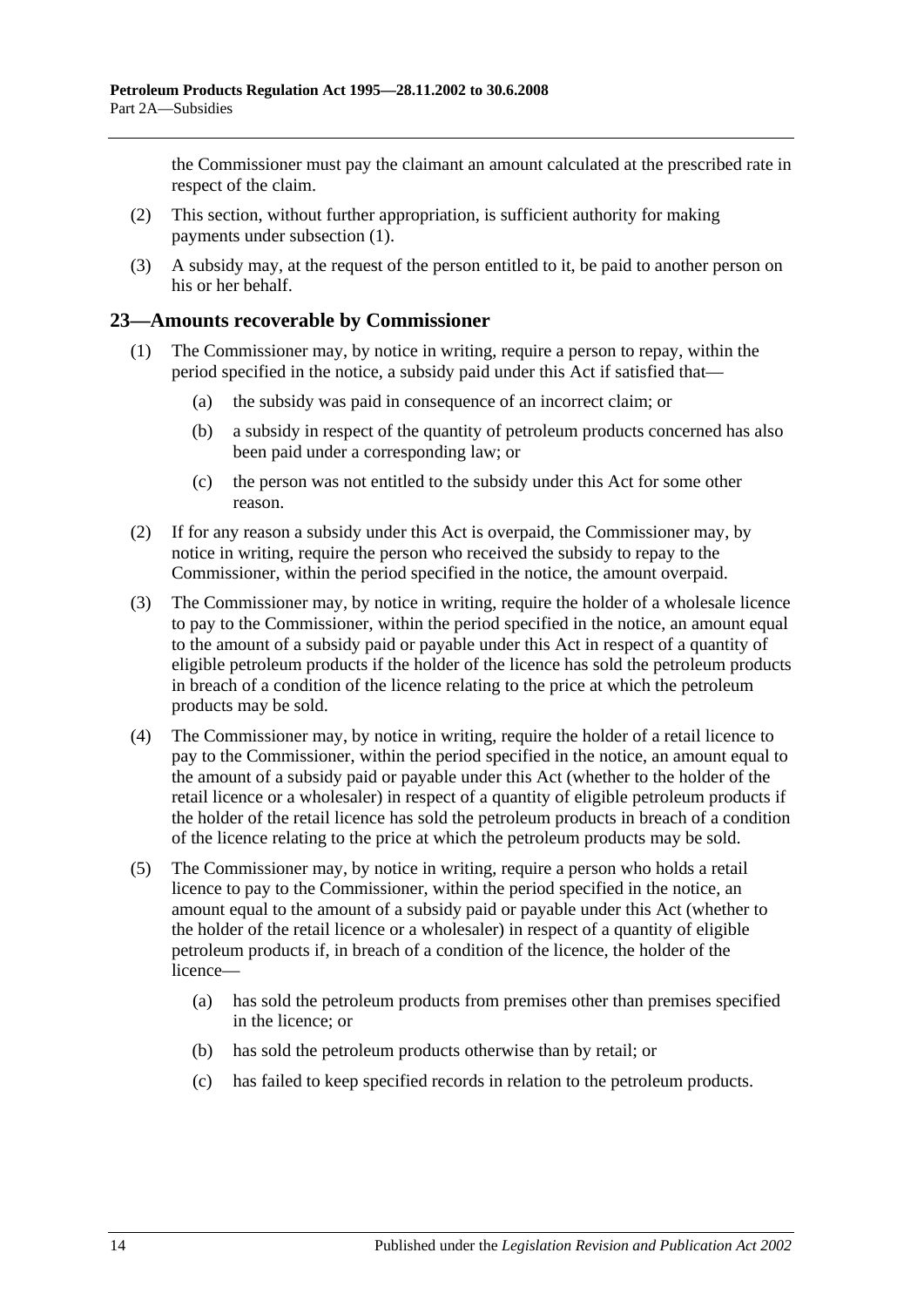the Commissioner must pay the claimant an amount calculated at the prescribed rate in respect of the claim.

(2) This section, without further appropriation, is sufficient authority for making payments under subsection (1).

(3) A subsidy may, at the request of the person entitled to it, be paid to another person on his or her behalf.

## 23—Amounts recoverable by Commissioner

(1) The Commissioner may, by notice in writing, require a person to repay, within the period specified in the notice, a subsidy paid under this Act if satisfied that—

(a) the subsidy was paid in consequence of an incorrect claim; or

(b) a subsidy in respect of the quantity of petroleum products concerned has also been paid under a corresponding law; or

(c) the person was not entitled to the subsidy under this Act for some other reason.

(2) If for any reason a subsidy under this Act is overpaid, the Commissioner may, by notice in writing, require the person who received the subsidy to repay to the Commissioner, within the period specified in the notice, the amount overpaid.

(3) The Commissioner may, by notice in writing, require the holder of a wholesale licence to pay to the Commissioner, within the period specified in the notice, an amount equal to the amount of a subsidy paid or payable under this Act in respect of a quantity of eligible petroleum products if the holder of the licence has sold the petroleum products in breach of a condition of the licence relating to the price at which the petroleum products may be sold.

(4) The Commissioner may, by notice in writing, require the holder of a retail licence to pay to the Commissioner, within the period specified in the notice, an amount equal to the amount of a subsidy paid or payable under this Act (whether to the holder of the retail licence or a wholesaler) in respect of a quantity of eligible petroleum products if the holder of the retail licence has sold the petroleum products in breach of a condition of the licence relating to the price at which the petroleum products may be sold.

(5) The Commissioner may, by notice in writing, require a person who holds a retail licence to pay to the Commissioner, within the period specified in the notice, an amount equal to the amount of a subsidy paid or payable under this Act (whether to the holder of the retail licence or a wholesaler) in respect of a quantity of eligible petroleum products if, in breach of a condition of the licence, the holder of the licence—

(a) has sold the petroleum products from premises other than premises specified in the licence; or

(b) has sold the petroleum products otherwise than by retail; or

(c) has failed to keep specified records in relation to the petroleum products.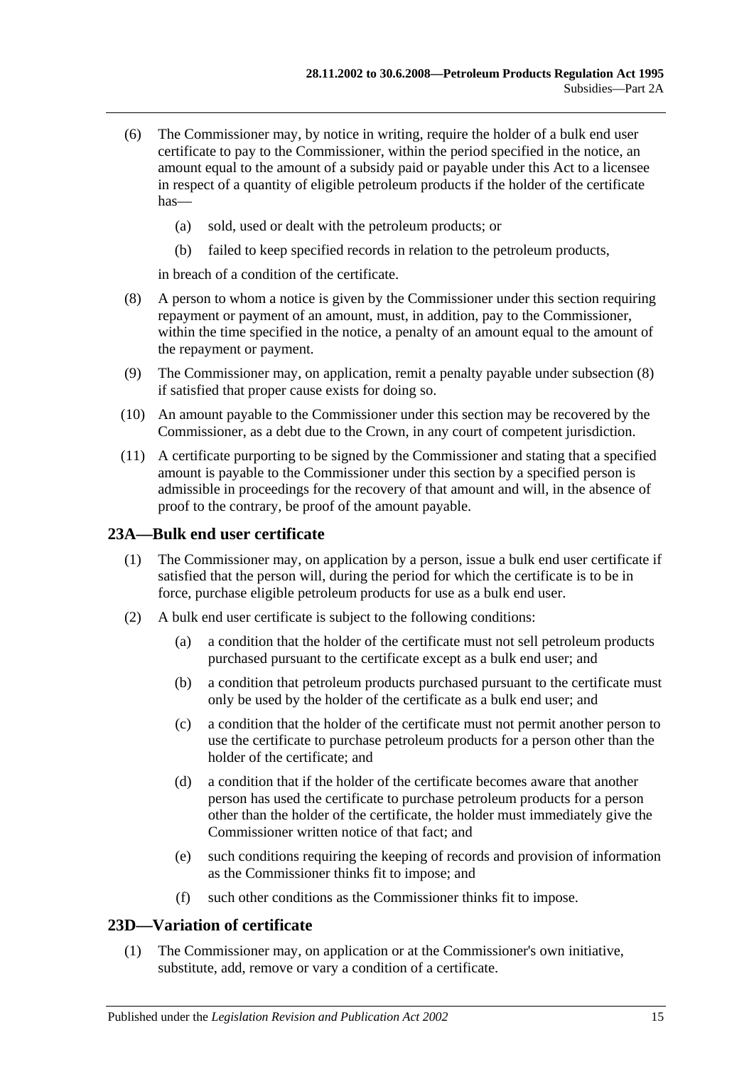(6) The Commissioner may, by notice in writing, require the holder of a bulk end user certificate to pay to the Commissioner, within the period specified in the notice, an amount equal to the amount of a subsidy paid or payable under this Act to a licensee in respect of a quantity of eligible petroleum products if the holder of the certificate has—

(a) sold, used or dealt with the petroleum products; or

(b) failed to keep specified records in relation to the petroleum products,

in breach of a condition of the certificate.

(8) A person to whom a notice is given by the Commissioner under this section requiring repayment or payment of an amount, must, in addition, pay to the Commissioner, within the time specified in the notice, a penalty of an amount equal to the amount of the repayment or payment.

(9) The Commissioner may, on application, remit a penalty payable under subsection (8) if satisfied that proper cause exists for doing so.

(10) An amount payable to the Commissioner under this section may be recovered by the Commissioner, as a debt due to the Crown, in any court of competent jurisdiction.

(11) A certificate purporting to be signed by the Commissioner and stating that a specified amount is payable to the Commissioner under this section by a specified person is admissible in proceedings for the recovery of that amount and will, in the absence of proof to the contrary, be proof of the amount payable.

## 23A—Bulk end user certificate

(1) The Commissioner may, on application by a person, issue a bulk end user certificate if satisfied that the person will, during the period for which the certificate is to be in force, purchase eligible petroleum products for use as a bulk end user.

(2) A bulk end user certificate is subject to the following conditions:

(a) a condition that the holder of the certificate must not sell petroleum products purchased pursuant to the certificate except as a bulk end user; and

(b) a condition that petroleum products purchased pursuant to the certificate must only be used by the holder of the certificate as a bulk end user; and

(c) a condition that the holder of the certificate must not permit another person to use the certificate to purchase petroleum products for a person other than the holder of the certificate; and

(d) a condition that if the holder of the certificate becomes aware that another person has used the certificate to purchase petroleum products for a person other than the holder of the certificate, the holder must immediately give the Commissioner written notice of that fact; and

(e) such conditions requiring the keeping of records and provision of information as the Commissioner thinks fit to impose; and

(f) such other conditions as the Commissioner thinks fit to impose.

## 23D—Variation of certificate

(1) The Commissioner may, on application or at the Commissioner's own initiative, substitute, add, remove or vary a condition of a certificate.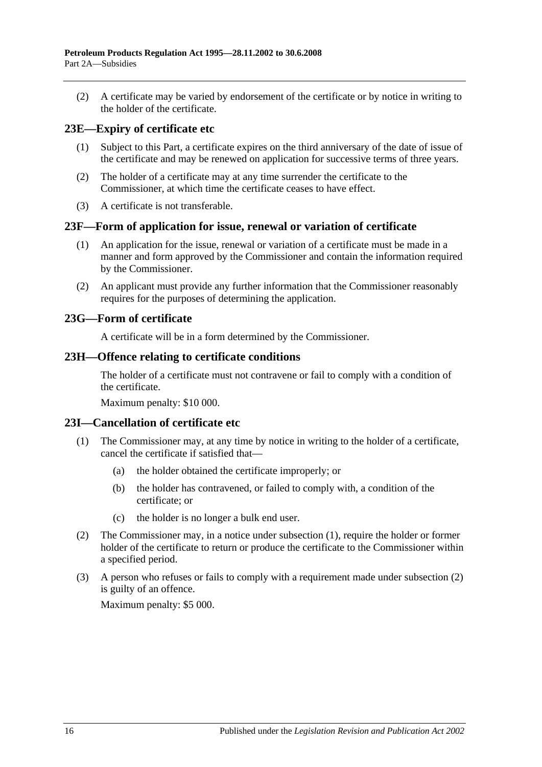(2) A certificate may be varied by endorsement of the certificate or by notice in writing to the holder of the certificate.

## 23E—Expiry of certificate etc

(1) Subject to this Part, a certificate expires on the third anniversary of the date of issue of the certificate and may be renewed on application for successive terms of three years.

(2) The holder of a certificate may at any time surrender the certificate to the Commissioner, at which time the certificate ceases to have effect.

(3) A certificate is not transferable.

## 23F—Form of application for issue, renewal or variation of certificate

(1) An application for the issue, renewal or variation of a certificate must be made in a manner and form approved by the Commissioner and contain the information required by the Commissioner.

(2) An applicant must provide any further information that the Commissioner reasonably requires for the purposes of determining the application.

## 23G—Form of certificate

A certificate will be in a form determined by the Commissioner.

## 23H—Offence relating to certificate conditions

The holder of a certificate must not contravene or fail to comply with a condition of the certificate.

Maximum penalty: $10 000.

## 23I—Cancellation of certificate etc

(1) The Commissioner may, at any time by notice in writing to the holder of a certificate, cancel the certificate if satisfied that—

(a) the holder obtained the certificate improperly; or

(b) the holder has contravened, or failed to comply with, a condition of the certificate; or

(c) the holder is no longer a bulk end user.

(2) The Commissioner may, in a notice under subsection (1), require the holder or former holder of the certificate to return or produce the certificate to the Commissioner within a specified period.

(3) A person who refuses or fails to comply with a requirement made under subsection (2) is guilty of an offence.

Maximum penalty: $5 000.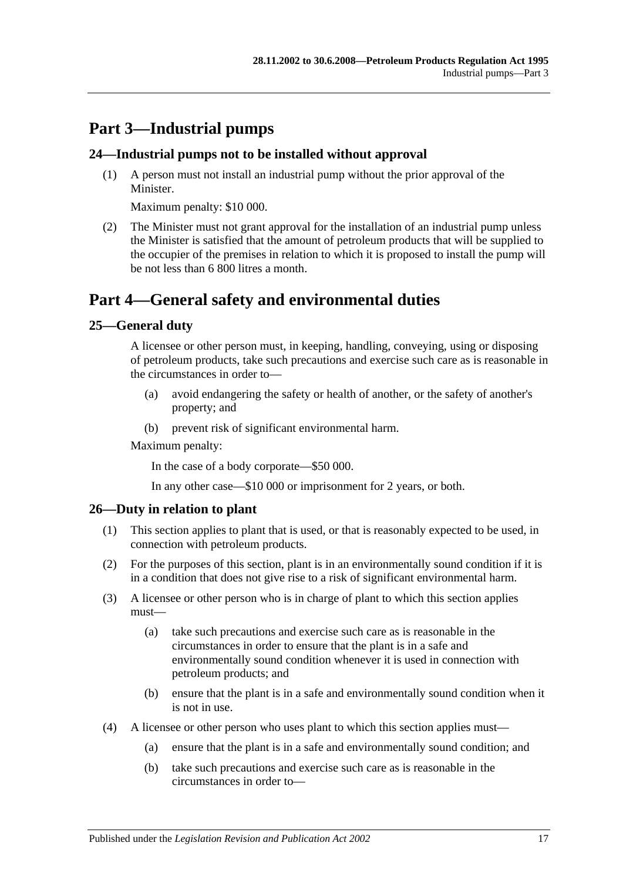# Part 3—Industrial pumps

## 24—Industrial pumps not to be installed without approval

(1) A person must not install an industrial pump without the prior approval of the Minister.

Maximum penalty: $10 000.

(2) The Minister must not grant approval for the installation of an industrial pump unless the Minister is satisfied that the amount of petroleum products that will be supplied to the occupier of the premises in relation to which it is proposed to install the pump will be not less than 6 800 litres a month.

# Part 4—General safety and environmental duties

## 25—General duty

A licensee or other person must, in keeping, handling, conveying, using or disposing of petroleum products, take such precautions and exercise such care as is reasonable in the circumstances in order to—

(a) avoid endangering the safety or health of another, or the safety of another's property; and

(b) prevent risk of significant environmental harm.

Maximum penalty:

In the case of a body corporate—$50 000.

In any other case—$10 000 or imprisonment for 2 years, or both.

## 26—Duty in relation to plant

(1) This section applies to plant that is used, or that is reasonably expected to be used, in connection with petroleum products.

(2) For the purposes of this section, plant is in an environmentally sound condition if it is in a condition that does not give rise to a risk of significant environmental harm.

(3) A licensee or other person who is in charge of plant to which this section applies must—

(a) take such precautions and exercise such care as is reasonable in the circumstances in order to ensure that the plant is in a safe and environmentally sound condition whenever it is used in connection with petroleum products; and

(b) ensure that the plant is in a safe and environmentally sound condition when it is not in use.

(4) A licensee or other person who uses plant to which this section applies must—

(a) ensure that the plant is in a safe and environmentally sound condition; and

(b) take such precautions and exercise such care as is reasonable in the circumstances in order to—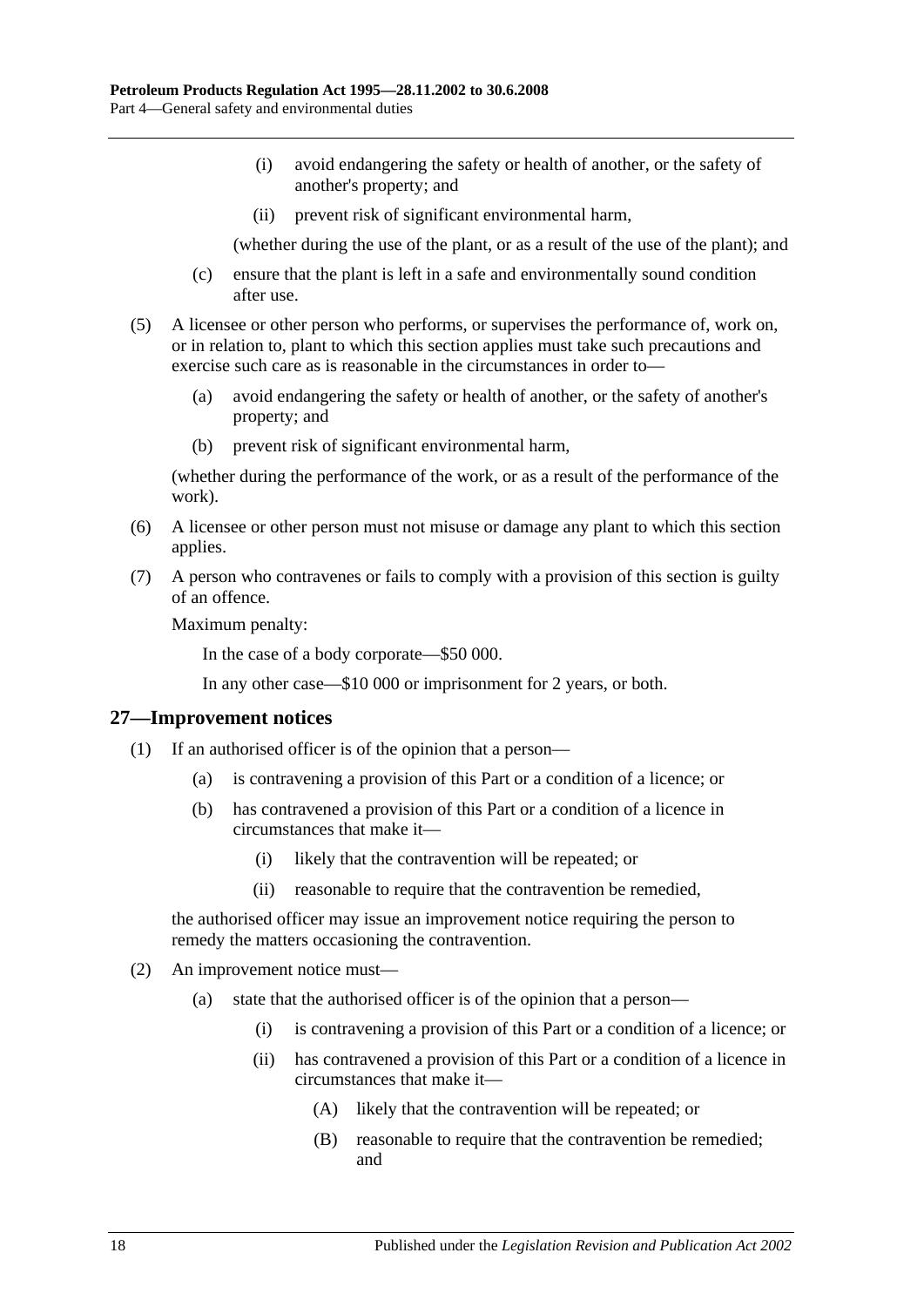(i) avoid endangering the safety or health of another, or the safety of another's property; and

(ii) prevent risk of significant environmental harm,

(whether during the use of the plant, or as a result of the use of the plant); and

(c) ensure that the plant is left in a safe and environmentally sound condition after use.

(5) A licensee or other person who performs, or supervises the performance of, work on, or in relation to, plant to which this section applies must take such precautions and exercise such care as is reasonable in the circumstances in order to—

(a) avoid endangering the safety or health of another, or the safety of another's property; and

(b) prevent risk of significant environmental harm,

(whether during the performance of the work, or as a result of the performance of the work).

(6) A licensee or other person must not misuse or damage any plant to which this section applies.

(7) A person who contravenes or fails to comply with a provision of this section is guilty of an offence.

Maximum penalty:

In the case of a body corporate—$50 000.

In any other case—$10 000 or imprisonment for 2 years, or both.

## 27—Improvement notices

(1) If an authorised officer is of the opinion that a person—

(a) is contravening a provision of this Part or a condition of a licence; or

(b) has contravened a provision of this Part or a condition of a licence in circumstances that make it—

(i) likely that the contravention will be repeated; or

(ii) reasonable to require that the contravention be remedied,

the authorised officer may issue an improvement notice requiring the person to remedy the matters occasioning the contravention.

(2) An improvement notice must—

(a) state that the authorised officer is of the opinion that a person—

(i) is contravening a provision of this Part or a condition of a licence; or

(ii) has contravened a provision of this Part or a condition of a licence in circumstances that make it—

(A) likely that the contravention will be repeated; or

(B) reasonable to require that the contravention be remedied; and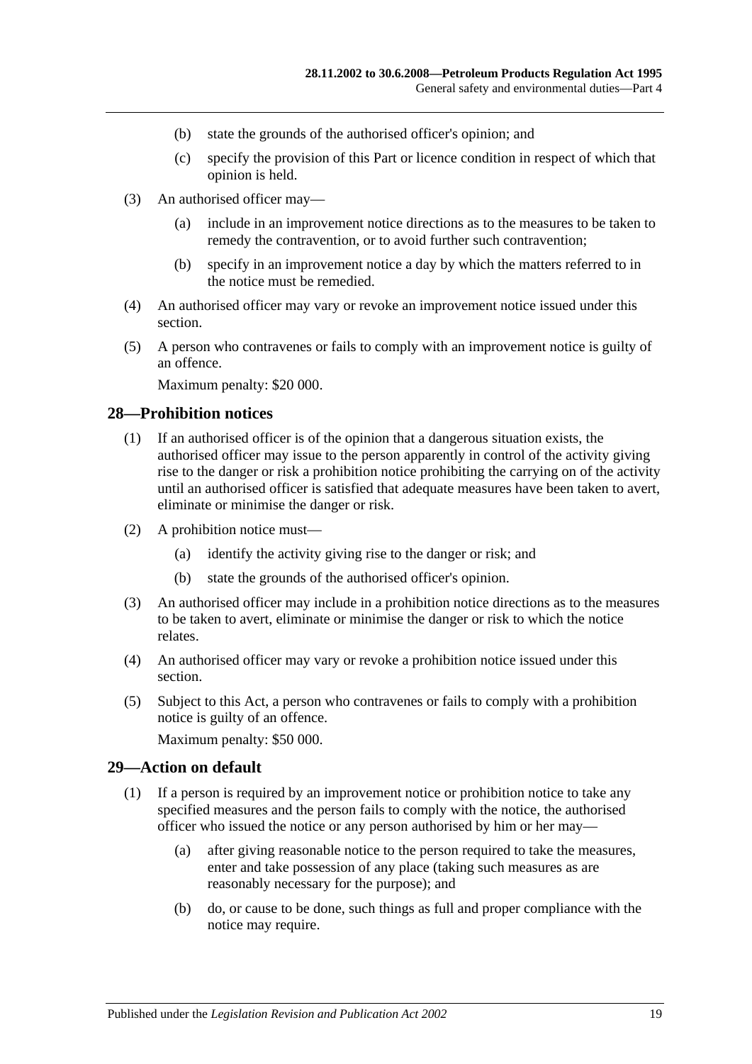(b) state the grounds of the authorised officer's opinion; and

(c) specify the provision of this Part or licence condition in respect of which that opinion is held.

(3) An authorised officer may—

(a) include in an improvement notice directions as to the measures to be taken to remedy the contravention, or to avoid further such contravention;

(b) specify in an improvement notice a day by which the matters referred to in the notice must be remedied.

(4) An authorised officer may vary or revoke an improvement notice issued under this section.

(5) A person who contravenes or fails to comply with an improvement notice is guilty of an offence.

Maximum penalty: $20 000.

## 28—Prohibition notices

(1) If an authorised officer is of the opinion that a dangerous situation exists, the authorised officer may issue to the person apparently in control of the activity giving rise to the danger or risk a prohibition notice prohibiting the carrying on of the activity until an authorised officer is satisfied that adequate measures have been taken to avert, eliminate or minimise the danger or risk.

(2) A prohibition notice must—

(a) identify the activity giving rise to the danger or risk; and

(b) state the grounds of the authorised officer's opinion.

(3) An authorised officer may include in a prohibition notice directions as to the measures to be taken to avert, eliminate or minimise the danger or risk to which the notice relates.

(4) An authorised officer may vary or revoke a prohibition notice issued under this section.

(5) Subject to this Act, a person who contravenes or fails to comply with a prohibition notice is guilty of an offence.

Maximum penalty: $50 000.

## 29—Action on default

(1) If a person is required by an improvement notice or prohibition notice to take any specified measures and the person fails to comply with the notice, the authorised officer who issued the notice or any person authorised by him or her may—

(a) after giving reasonable notice to the person required to take the measures, enter and take possession of any place (taking such measures as are reasonably necessary for the purpose); and

(b) do, or cause to be done, such things as full and proper compliance with the notice may require.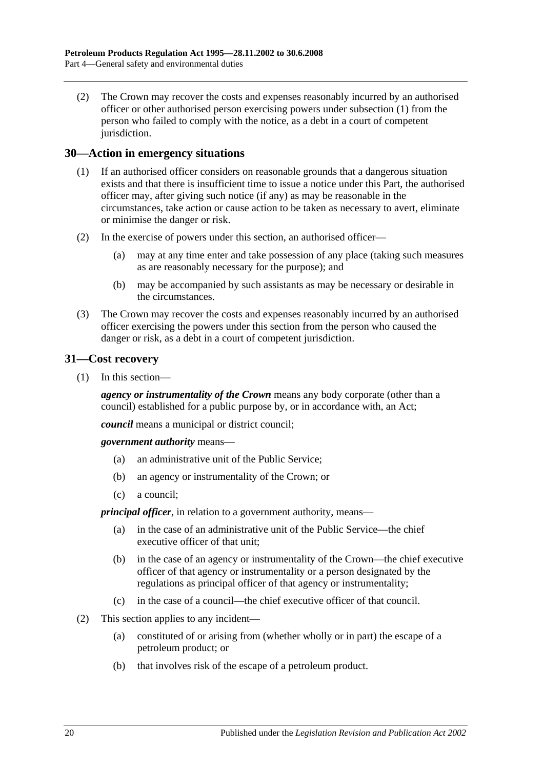(2) The Crown may recover the costs and expenses reasonably incurred by an authorised officer or other authorised person exercising powers under subsection (1) from the person who failed to comply with the notice, as a debt in a court of competent jurisdiction.

## 30—Action in emergency situations

(1) If an authorised officer considers on reasonable grounds that a dangerous situation exists and that there is insufficient time to issue a notice under this Part, the authorised officer may, after giving such notice (if any) as may be reasonable in the circumstances, take action or cause action to be taken as necessary to avert, eliminate or minimise the danger or risk.

(2) In the exercise of powers under this section, an authorised officer—

- (a) may at any time enter and take possession of any place (taking such measures as are reasonably necessary for the purpose); and
- (b) may be accompanied by such assistants as may be necessary or desirable in the circumstances.

(3) The Crown may recover the costs and expenses reasonably incurred by an authorised officer exercising the powers under this section from the person who caused the danger or risk, as a debt in a court of competent jurisdiction.

## 31—Cost recovery

(1) In this section—

***agency or instrumentality of the Crown*** means any body corporate (other than a council) established for a public purpose by, or in accordance with, an Act;

***council*** means a municipal or district council;

***government authority*** means—

- (a) an administrative unit of the Public Service;
- (b) an agency or instrumentality of the Crown; or
- (c) a council;

***principal officer***, in relation to a government authority, means—

- (a) in the case of an administrative unit of the Public Service—the chief executive officer of that unit;
- (b) in the case of an agency or instrumentality of the Crown—the chief executive officer of that agency or instrumentality or a person designated by the regulations as principal officer of that agency or instrumentality;
- (c) in the case of a council—the chief executive officer of that council.

(2) This section applies to any incident—

- (a) constituted of or arising from (whether wholly or in part) the escape of a petroleum product; or
- (b) that involves risk of the escape of a petroleum product.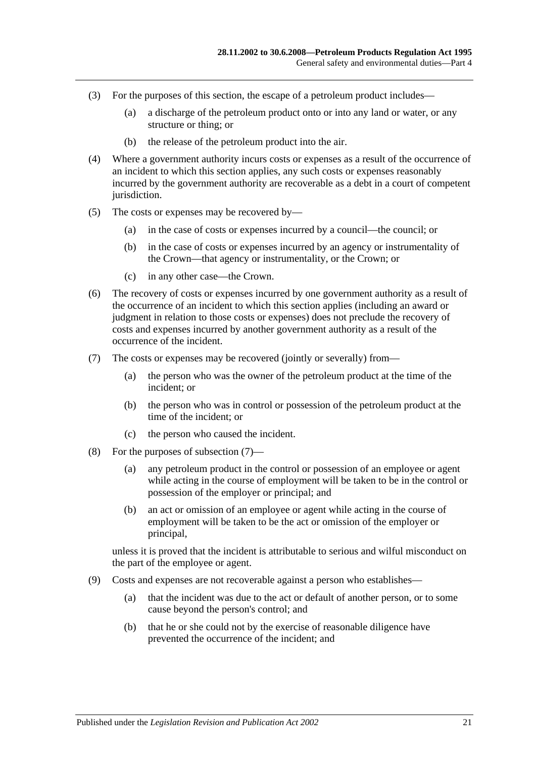(3) For the purposes of this section, the escape of a petroleum product includes—

(a) a discharge of the petroleum product onto or into any land or water, or any structure or thing; or

(b) the release of the petroleum product into the air.

(4) Where a government authority incurs costs or expenses as a result of the occurrence of an incident to which this section applies, any such costs or expenses reasonably incurred by the government authority are recoverable as a debt in a court of competent jurisdiction.

(5) The costs or expenses may be recovered by—

(a) in the case of costs or expenses incurred by a council—the council; or

(b) in the case of costs or expenses incurred by an agency or instrumentality of the Crown—that agency or instrumentality, or the Crown; or

(c) in any other case—the Crown.

(6) The recovery of costs or expenses incurred by one government authority as a result of the occurrence of an incident to which this section applies (including an award or judgment in relation to those costs or expenses) does not preclude the recovery of costs and expenses incurred by another government authority as a result of the occurrence of the incident.

(7) The costs or expenses may be recovered (jointly or severally) from—

(a) the person who was the owner of the petroleum product at the time of the incident; or

(b) the person who was in control or possession of the petroleum product at the time of the incident; or

(c) the person who caused the incident.

(8) For the purposes of subsection (7)—

(a) any petroleum product in the control or possession of an employee or agent while acting in the course of employment will be taken to be in the control or possession of the employer or principal; and

(b) an act or omission of an employee or agent while acting in the course of employment will be taken to be the act or omission of the employer or principal,

unless it is proved that the incident is attributable to serious and wilful misconduct on the part of the employee or agent.

(9) Costs and expenses are not recoverable against a person who establishes—

(a) that the incident was due to the act or default of another person, or to some cause beyond the person's control; and

(b) that he or she could not by the exercise of reasonable diligence have prevented the occurrence of the incident; and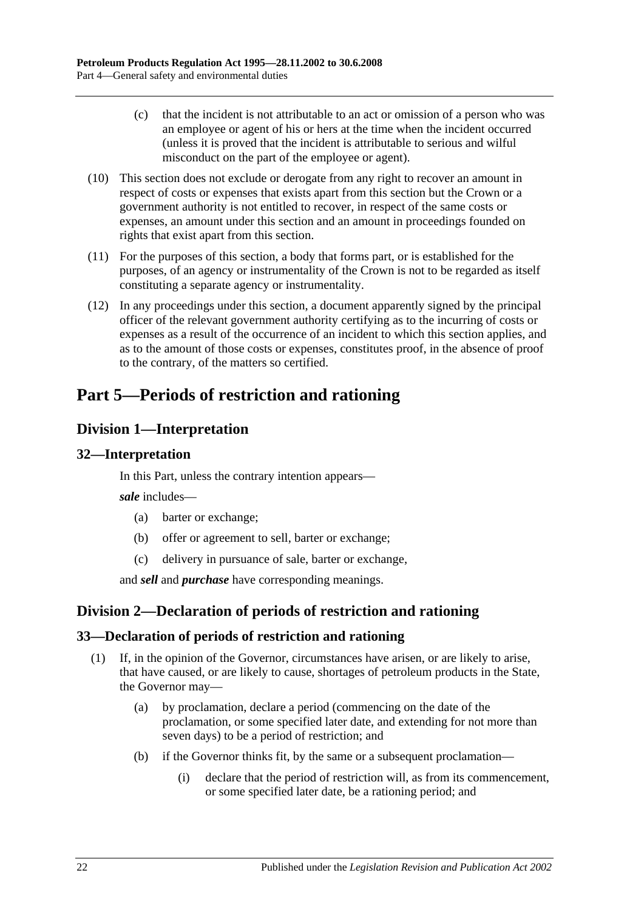(c) that the incident is not attributable to an act or omission of a person who was an employee or agent of his or hers at the time when the incident occurred (unless it is proved that the incident is attributable to serious and wilful misconduct on the part of the employee or agent).

(10) This section does not exclude or derogate from any right to recover an amount in respect of costs or expenses that exists apart from this section but the Crown or a government authority is not entitled to recover, in respect of the same costs or expenses, an amount under this section and an amount in proceedings founded on rights that exist apart from this section.

(11) For the purposes of this section, a body that forms part, or is established for the purposes, of an agency or instrumentality of the Crown is not to be regarded as itself constituting a separate agency or instrumentality.

(12) In any proceedings under this section, a document apparently signed by the principal officer of the relevant government authority certifying as to the incurring of costs or expenses as a result of the occurrence of an incident to which this section applies, and as to the amount of those costs or expenses, constitutes proof, in the absence of proof to the contrary, of the matters so certified.

# Part 5—Periods of restriction and rationing

## Division 1—Interpretation

### 32—Interpretation

In this Part, unless the contrary intention appears—

***sale*** includes—

(a) barter or exchange;

(b) offer or agreement to sell, barter or exchange;

(c) delivery in pursuance of sale, barter or exchange,

and ***sell*** and ***purchase*** have corresponding meanings.

## Division 2—Declaration of periods of restriction and rationing

### 33—Declaration of periods of restriction and rationing

(1) If, in the opinion of the Governor, circumstances have arisen, or are likely to arise, that have caused, or are likely to cause, shortages of petroleum products in the State, the Governor may—

(a) by proclamation, declare a period (commencing on the date of the proclamation, or some specified later date, and extending for not more than seven days) to be a period of restriction; and

(b) if the Governor thinks fit, by the same or a subsequent proclamation—

(i) declare that the period of restriction will, as from its commencement, or some specified later date, be a rationing period; and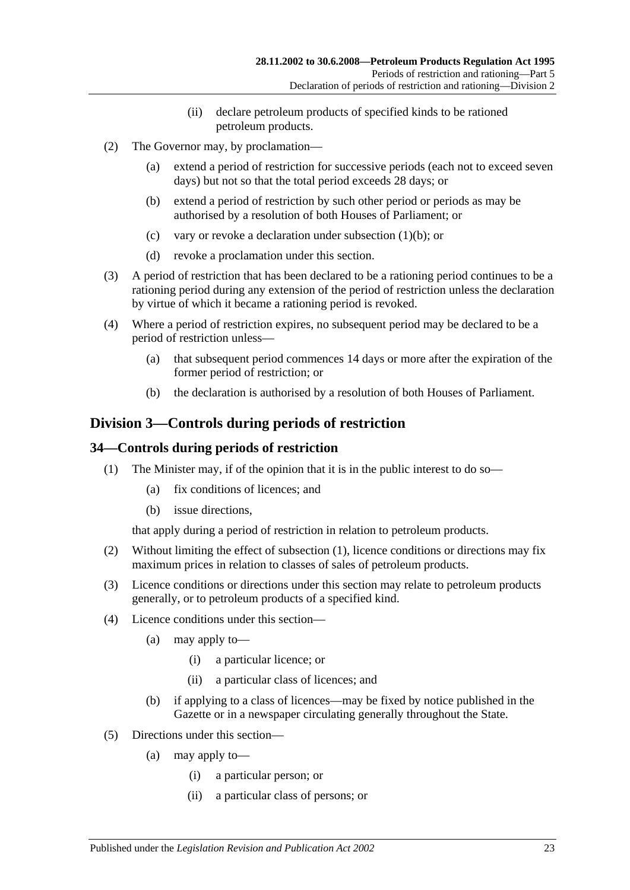(ii) declare petroleum products of specified kinds to be rationed petroleum products.

(2) The Governor may, by proclamation—

(a) extend a period of restriction for successive periods (each not to exceed seven days) but not so that the total period exceeds 28 days; or

(b) extend a period of restriction by such other period or periods as may be authorised by a resolution of both Houses of Parliament; or

(c) vary or revoke a declaration under subsection (1)(b); or

(d) revoke a proclamation under this section.

(3) A period of restriction that has been declared to be a rationing period continues to be a rationing period during any extension of the period of restriction unless the declaration by virtue of which it became a rationing period is revoked.

(4) Where a period of restriction expires, no subsequent period may be declared to be a period of restriction unless—

(a) that subsequent period commences 14 days or more after the expiration of the former period of restriction; or

(b) the declaration is authorised by a resolution of both Houses of Parliament.

## Division 3—Controls during periods of restriction

### 34—Controls during periods of restriction

(1) The Minister may, if of the opinion that it is in the public interest to do so—

(a) fix conditions of licences; and

(b) issue directions,

that apply during a period of restriction in relation to petroleum products.

(2) Without limiting the effect of subsection (1), licence conditions or directions may fix maximum prices in relation to classes of sales of petroleum products.

(3) Licence conditions or directions under this section may relate to petroleum products generally, or to petroleum products of a specified kind.

(4) Licence conditions under this section—

(a) may apply to—

(i) a particular licence; or

(ii) a particular class of licences; and

(b) if applying to a class of licences—may be fixed by notice published in the Gazette or in a newspaper circulating generally throughout the State.

(5) Directions under this section—

(a) may apply to—

(i) a particular person; or

(ii) a particular class of persons; or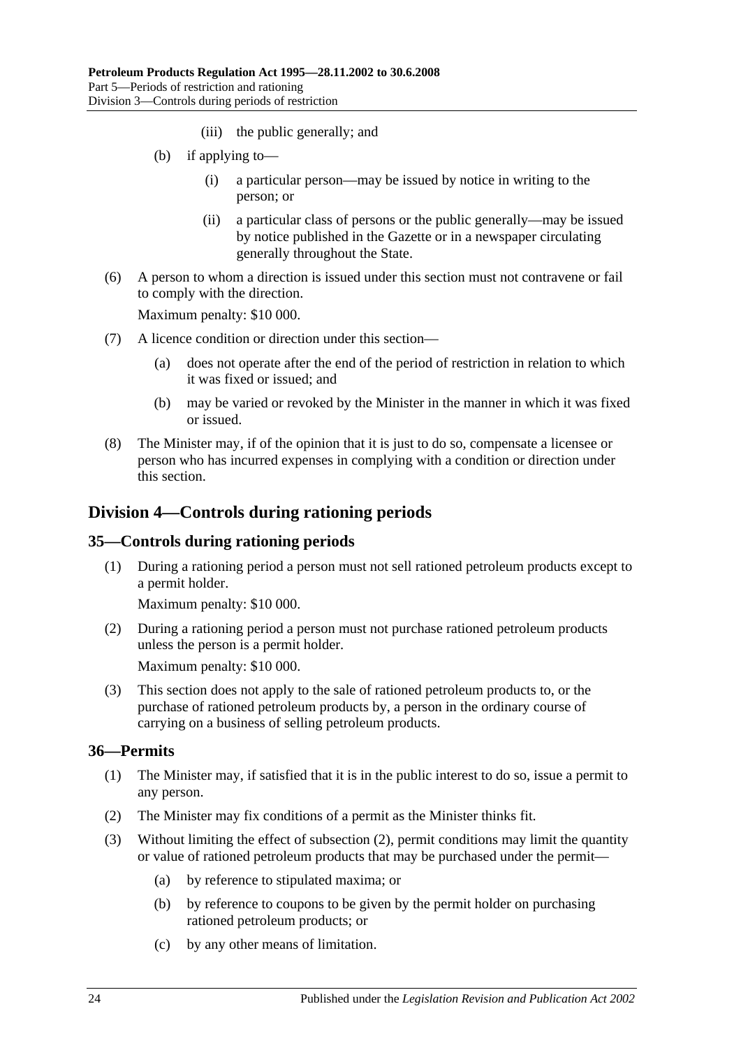(iii) the public generally; and

(b) if applying to—

(i) a particular person—may be issued by notice in writing to the person; or

(ii) a particular class of persons or the public generally—may be issued by notice published in the Gazette or in a newspaper circulating generally throughout the State.

(6) A person to whom a direction is issued under this section must not contravene or fail to comply with the direction.

Maximum penalty: $10 000.

(7) A licence condition or direction under this section—

(a) does not operate after the end of the period of restriction in relation to which it was fixed or issued; and

(b) may be varied or revoked by the Minister in the manner in which it was fixed or issued.

(8) The Minister may, if of the opinion that it is just to do so, compensate a licensee or person who has incurred expenses in complying with a condition or direction under this section.

## Division 4—Controls during rationing periods

### 35—Controls during rationing periods

(1) During a rationing period a person must not sell rationed petroleum products except to a permit holder.

Maximum penalty: $10 000.

(2) During a rationing period a person must not purchase rationed petroleum products unless the person is a permit holder.

Maximum penalty: $10 000.

(3) This section does not apply to the sale of rationed petroleum products to, or the purchase of rationed petroleum products by, a person in the ordinary course of carrying on a business of selling petroleum products.

### 36—Permits

(1) The Minister may, if satisfied that it is in the public interest to do so, issue a permit to any person.

(2) The Minister may fix conditions of a permit as the Minister thinks fit.

(3) Without limiting the effect of subsection (2), permit conditions may limit the quantity or value of rationed petroleum products that may be purchased under the permit—

(a) by reference to stipulated maxima; or

(b) by reference to coupons to be given by the permit holder on purchasing rationed petroleum products; or

(c) by any other means of limitation.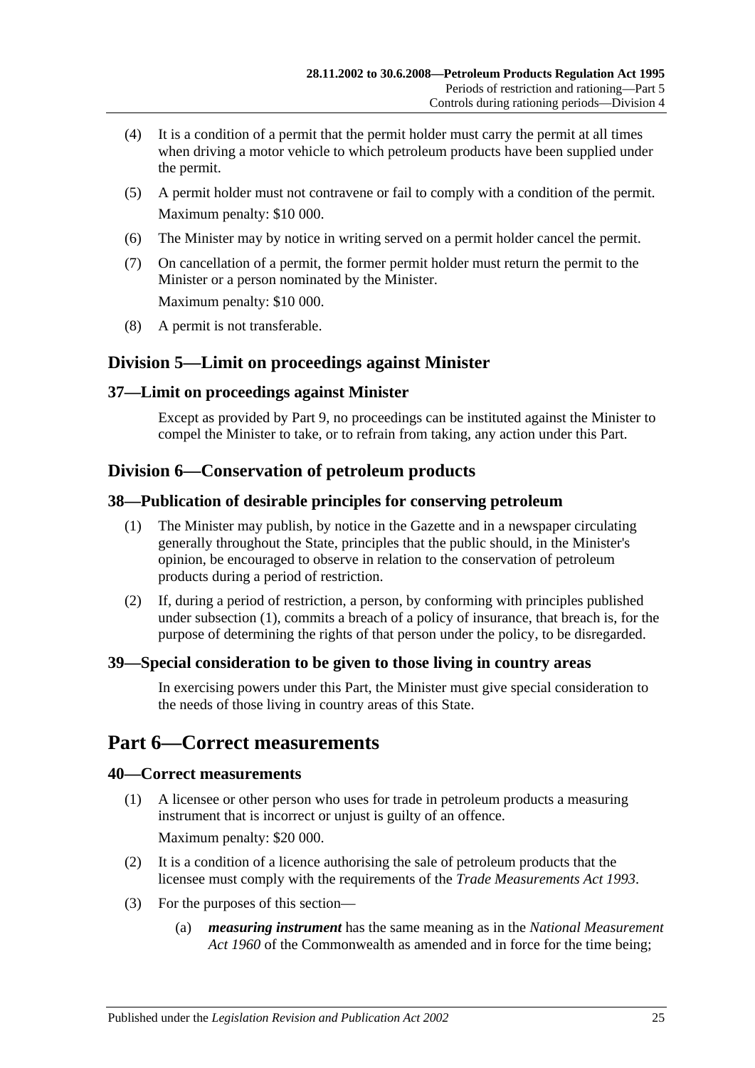(4) It is a condition of a permit that the permit holder must carry the permit at all times when driving a motor vehicle to which petroleum products have been supplied under the permit.

(5) A permit holder must not contravene or fail to comply with a condition of the permit.

Maximum penalty: $10 000.

(6) The Minister may by notice in writing served on a permit holder cancel the permit.

(7) On cancellation of a permit, the former permit holder must return the permit to the Minister or a person nominated by the Minister.

Maximum penalty: $10 000.

(8) A permit is not transferable.

## Division 5—Limit on proceedings against Minister

### 37—Limit on proceedings against Minister

Except as provided by Part 9, no proceedings can be instituted against the Minister to compel the Minister to take, or to refrain from taking, any action under this Part.

## Division 6—Conservation of petroleum products

### 38—Publication of desirable principles for conserving petroleum

(1) The Minister may publish, by notice in the Gazette and in a newspaper circulating generally throughout the State, principles that the public should, in the Minister's opinion, be encouraged to observe in relation to the conservation of petroleum products during a period of restriction.

(2) If, during a period of restriction, a person, by conforming with principles published under subsection (1), commits a breach of a policy of insurance, that breach is, for the purpose of determining the rights of that person under the policy, to be disregarded.

### 39—Special consideration to be given to those living in country areas

In exercising powers under this Part, the Minister must give special consideration to the needs of those living in country areas of this State.

# Part 6—Correct measurements

### 40—Correct measurements

(1) A licensee or other person who uses for trade in petroleum products a measuring instrument that is incorrect or unjust is guilty of an offence.

Maximum penalty: $20 000.

(2) It is a condition of a licence authorising the sale of petroleum products that the licensee must comply with the requirements of the *Trade Measurements Act 1993*.

(3) For the purposes of this section—

(a) ***measuring instrument*** has the same meaning as in the *National Measurement Act 1960* of the Commonwealth as amended and in force for the time being;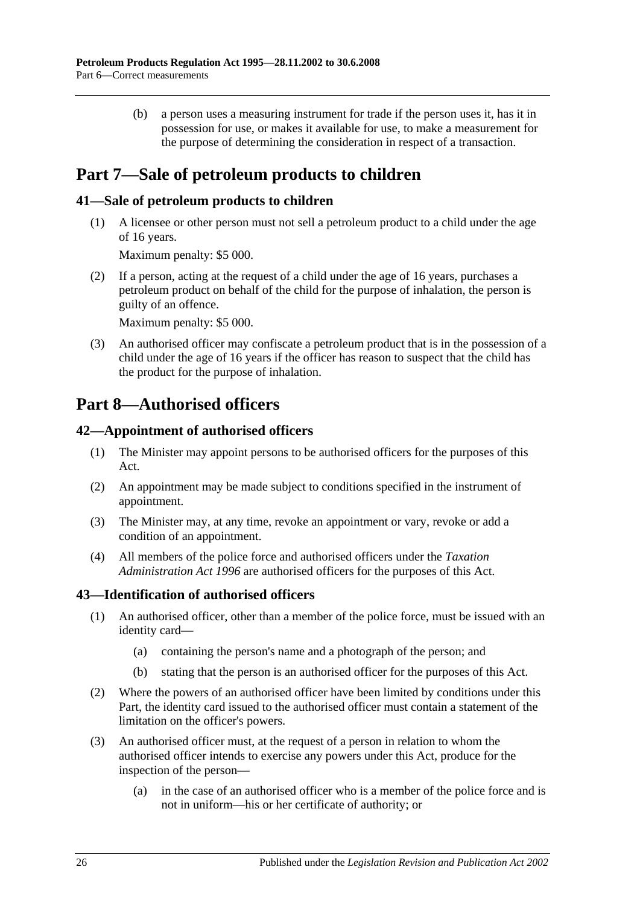(b) a person uses a measuring instrument for trade if the person uses it, has it in possession for use, or makes it available for use, to make a measurement for the purpose of determining the consideration in respect of a transaction.

# Part 7—Sale of petroleum products to children

## 41—Sale of petroleum products to children

(1) A licensee or other person must not sell a petroleum product to a child under the age of 16 years.

Maximum penalty: $5 000.

(2) If a person, acting at the request of a child under the age of 16 years, purchases a petroleum product on behalf of the child for the purpose of inhalation, the person is guilty of an offence.

Maximum penalty: $5 000.

(3) An authorised officer may confiscate a petroleum product that is in the possession of a child under the age of 16 years if the officer has reason to suspect that the child has the product for the purpose of inhalation.

# Part 8—Authorised officers

## 42—Appointment of authorised officers

(1) The Minister may appoint persons to be authorised officers for the purposes of this Act.

(2) An appointment may be made subject to conditions specified in the instrument of appointment.

(3) The Minister may, at any time, revoke an appointment or vary, revoke or add a condition of an appointment.

(4) All members of the police force and authorised officers under the *Taxation Administration Act 1996* are authorised officers for the purposes of this Act.

## 43—Identification of authorised officers

(1) An authorised officer, other than a member of the police force, must be issued with an identity card—

(a) containing the person's name and a photograph of the person; and

(b) stating that the person is an authorised officer for the purposes of this Act.

(2) Where the powers of an authorised officer have been limited by conditions under this Part, the identity card issued to the authorised officer must contain a statement of the limitation on the officer's powers.

(3) An authorised officer must, at the request of a person in relation to whom the authorised officer intends to exercise any powers under this Act, produce for the inspection of the person—

(a) in the case of an authorised officer who is a member of the police force and is not in uniform—his or her certificate of authority; or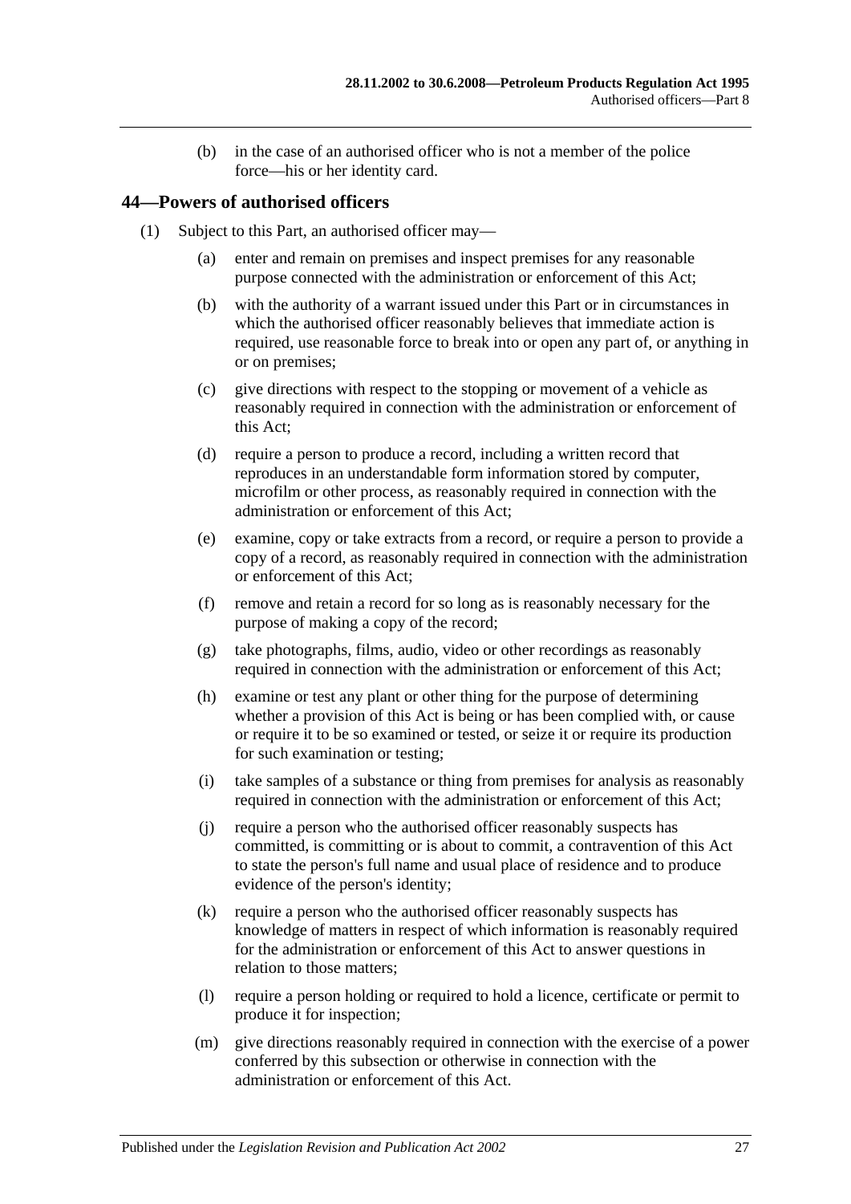(b) in the case of an authorised officer who is not a member of the police force—his or her identity card.

## 44—Powers of authorised officers

(1) Subject to this Part, an authorised officer may—

(a) enter and remain on premises and inspect premises for any reasonable purpose connected with the administration or enforcement of this Act;

(b) with the authority of a warrant issued under this Part or in circumstances in which the authorised officer reasonably believes that immediate action is required, use reasonable force to break into or open any part of, or anything in or on premises;

(c) give directions with respect to the stopping or movement of a vehicle as reasonably required in connection with the administration or enforcement of this Act;

(d) require a person to produce a record, including a written record that reproduces in an understandable form information stored by computer, microfilm or other process, as reasonably required in connection with the administration or enforcement of this Act;

(e) examine, copy or take extracts from a record, or require a person to provide a copy of a record, as reasonably required in connection with the administration or enforcement of this Act;

(f) remove and retain a record for so long as is reasonably necessary for the purpose of making a copy of the record;

(g) take photographs, films, audio, video or other recordings as reasonably required in connection with the administration or enforcement of this Act;

(h) examine or test any plant or other thing for the purpose of determining whether a provision of this Act is being or has been complied with, or cause or require it to be so examined or tested, or seize it or require its production for such examination or testing;

(i) take samples of a substance or thing from premises for analysis as reasonably required in connection with the administration or enforcement of this Act;

(j) require a person who the authorised officer reasonably suspects has committed, is committing or is about to commit, a contravention of this Act to state the person's full name and usual place of residence and to produce evidence of the person's identity;

(k) require a person who the authorised officer reasonably suspects has knowledge of matters in respect of which information is reasonably required for the administration or enforcement of this Act to answer questions in relation to those matters;

(l) require a person holding or required to hold a licence, certificate or permit to produce it for inspection;

(m) give directions reasonably required in connection with the exercise of a power conferred by this subsection or otherwise in connection with the administration or enforcement of this Act.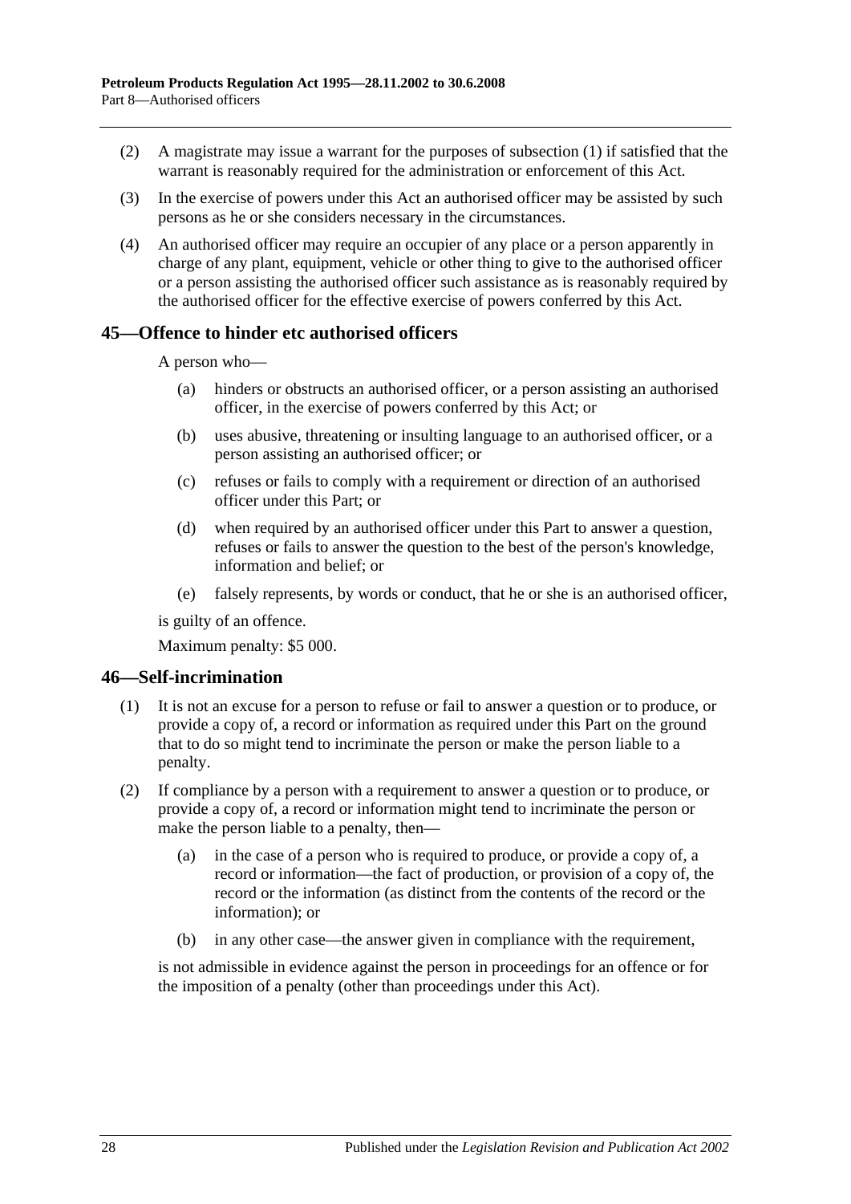(2) A magistrate may issue a warrant for the purposes of subsection (1) if satisfied that the warrant is reasonably required for the administration or enforcement of this Act.

(3) In the exercise of powers under this Act an authorised officer may be assisted by such persons as he or she considers necessary in the circumstances.

(4) An authorised officer may require an occupier of any place or a person apparently in charge of any plant, equipment, vehicle or other thing to give to the authorised officer or a person assisting the authorised officer such assistance as is reasonably required by the authorised officer for the effective exercise of powers conferred by this Act.

## 45—Offence to hinder etc authorised officers

A person who—

(a) hinders or obstructs an authorised officer, or a person assisting an authorised officer, in the exercise of powers conferred by this Act; or

(b) uses abusive, threatening or insulting language to an authorised officer, or a person assisting an authorised officer; or

(c) refuses or fails to comply with a requirement or direction of an authorised officer under this Part; or

(d) when required by an authorised officer under this Part to answer a question, refuses or fails to answer the question to the best of the person's knowledge, information and belief; or

(e) falsely represents, by words or conduct, that he or she is an authorised officer,

is guilty of an offence.

Maximum penalty: $5 000.

## 46—Self-incrimination

(1) It is not an excuse for a person to refuse or fail to answer a question or to produce, or provide a copy of, a record or information as required under this Part on the ground that to do so might tend to incriminate the person or make the person liable to a penalty.

(2) If compliance by a person with a requirement to answer a question or to produce, or provide a copy of, a record or information might tend to incriminate the person or make the person liable to a penalty, then—

(a) in the case of a person who is required to produce, or provide a copy of, a record or information—the fact of production, or provision of a copy of, the record or the information (as distinct from the contents of the record or the information); or

(b) in any other case—the answer given in compliance with the requirement,

is not admissible in evidence against the person in proceedings for an offence or for the imposition of a penalty (other than proceedings under this Act).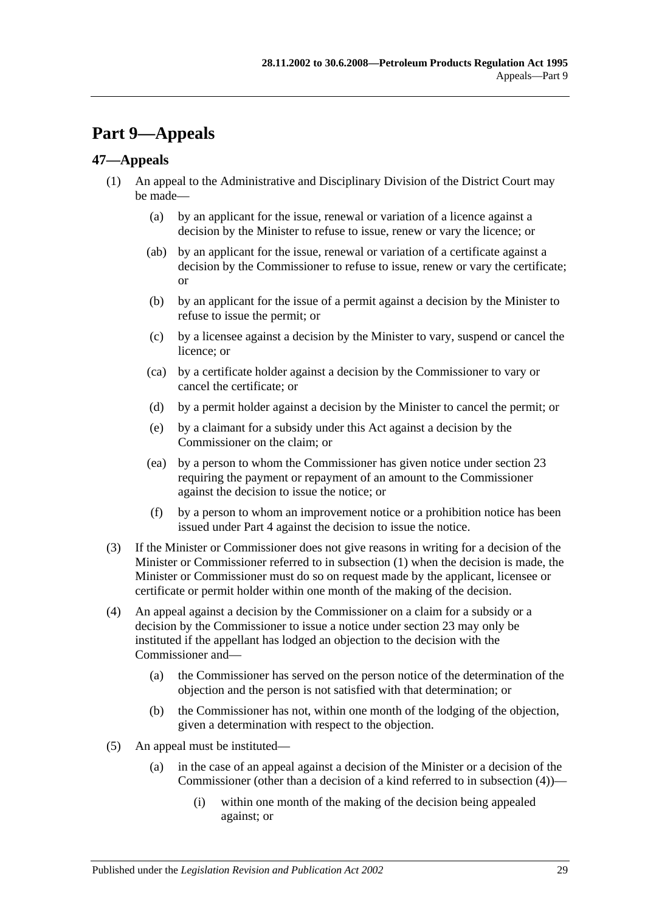# Part 9—Appeals

## 47—Appeals

(1) An appeal to the Administrative and Disciplinary Division of the District Court may be made—

(a) by an applicant for the issue, renewal or variation of a licence against a decision by the Minister to refuse to issue, renew or vary the licence; or

(ab) by an applicant for the issue, renewal or variation of a certificate against a decision by the Commissioner to refuse to issue, renew or vary the certificate; or

(b) by an applicant for the issue of a permit against a decision by the Minister to refuse to issue the permit; or

(c) by a licensee against a decision by the Minister to vary, suspend or cancel the licence; or

(ca) by a certificate holder against a decision by the Commissioner to vary or cancel the certificate; or

(d) by a permit holder against a decision by the Minister to cancel the permit; or

(e) by a claimant for a subsidy under this Act against a decision by the Commissioner on the claim; or

(ea) by a person to whom the Commissioner has given notice under section 23 requiring the payment or repayment of an amount to the Commissioner against the decision to issue the notice; or

(f) by a person to whom an improvement notice or a prohibition notice has been issued under Part 4 against the decision to issue the notice.

(3) If the Minister or Commissioner does not give reasons in writing for a decision of the Minister or Commissioner referred to in subsection (1) when the decision is made, the Minister or Commissioner must do so on request made by the applicant, licensee or certificate or permit holder within one month of the making of the decision.

(4) An appeal against a decision by the Commissioner on a claim for a subsidy or a decision by the Commissioner to issue a notice under section 23 may only be instituted if the appellant has lodged an objection to the decision with the Commissioner and—

(a) the Commissioner has served on the person notice of the determination of the objection and the person is not satisfied with that determination; or

(b) the Commissioner has not, within one month of the lodging of the objection, given a determination with respect to the objection.

(5) An appeal must be instituted—

(a) in the case of an appeal against a decision of the Minister or a decision of the Commissioner (other than a decision of a kind referred to in subsection (4))—

(i) within one month of the making of the decision being appealed against; or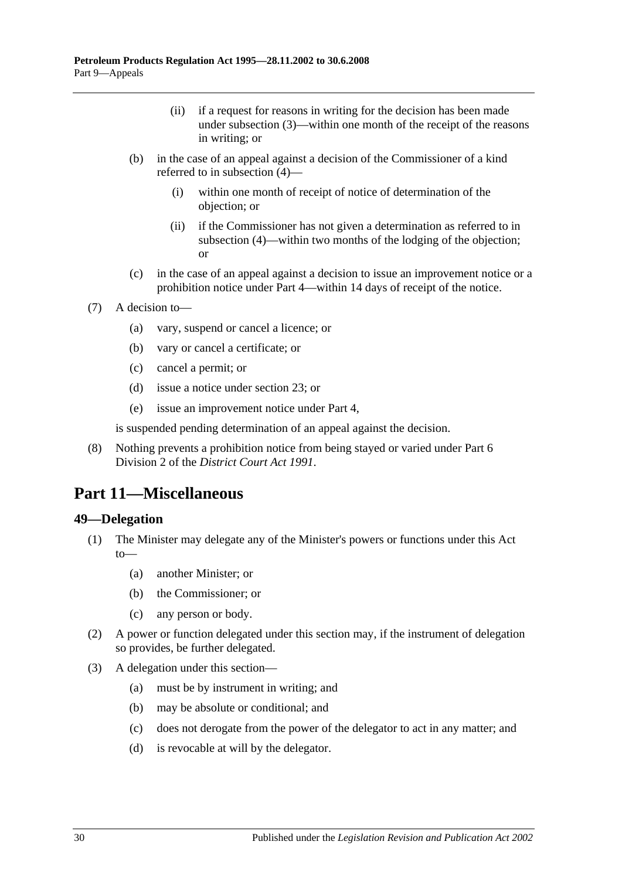(ii) if a request for reasons in writing for the decision has been made under subsection (3)—within one month of the receipt of the reasons in writing; or

(b) in the case of an appeal against a decision of the Commissioner of a kind referred to in subsection (4)—

(i) within one month of receipt of notice of determination of the objection; or

(ii) if the Commissioner has not given a determination as referred to in subsection (4)—within two months of the lodging of the objection; or

(c) in the case of an appeal against a decision to issue an improvement notice or a prohibition notice under Part 4—within 14 days of receipt of the notice.

(7) A decision to—

(a) vary, suspend or cancel a licence; or

(b) vary or cancel a certificate; or

(c) cancel a permit; or

(d) issue a notice under section 23; or

(e) issue an improvement notice under Part 4,

is suspended pending determination of an appeal against the decision.

(8) Nothing prevents a prohibition notice from being stayed or varied under Part 6 Division 2 of the *District Court Act 1991*.

# Part 11—Miscellaneous

## 49—Delegation

(1) The Minister may delegate any of the Minister's powers or functions under this Act to—

(a) another Minister; or

(b) the Commissioner; or

(c) any person or body.

(2) A power or function delegated under this section may, if the instrument of delegation so provides, be further delegated.

(3) A delegation under this section—

(a) must be by instrument in writing; and

(b) may be absolute or conditional; and

(c) does not derogate from the power of the delegator to act in any matter; and

(d) is revocable at will by the delegator.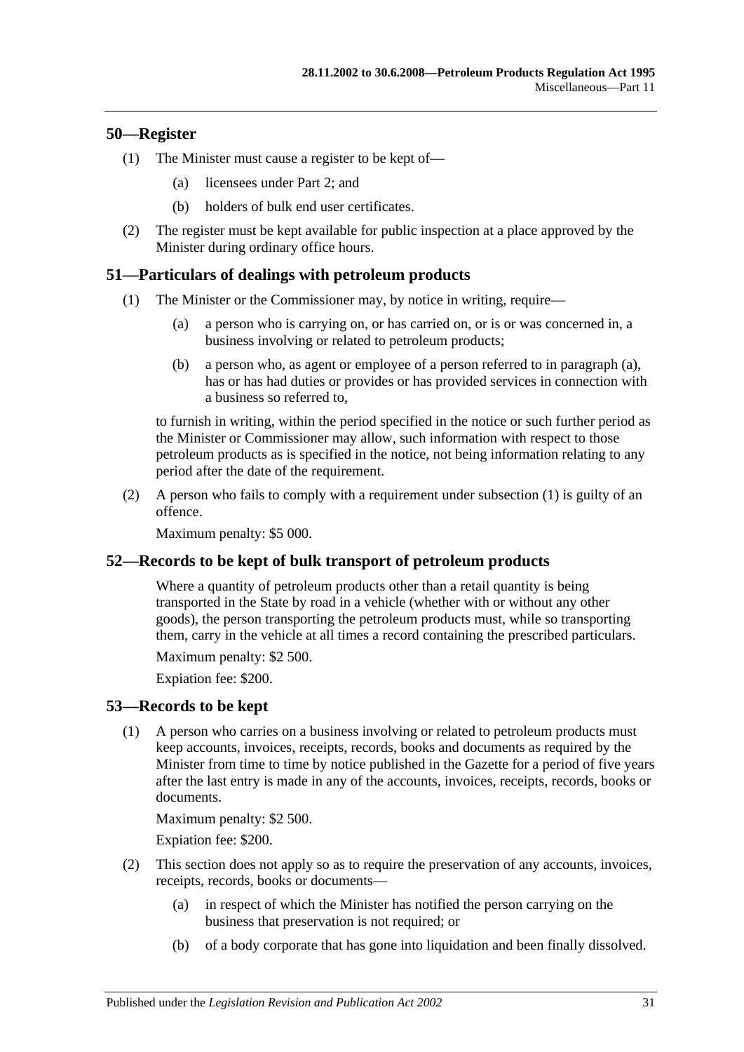## 50—Register

(1) The Minister must cause a register to be kept of—

(a) licensees under Part 2; and

(b) holders of bulk end user certificates.

(2) The register must be kept available for public inspection at a place approved by the Minister during ordinary office hours.

## 51—Particulars of dealings with petroleum products

(1) The Minister or the Commissioner may, by notice in writing, require—

(a) a person who is carrying on, or has carried on, or is or was concerned in, a business involving or related to petroleum products;

(b) a person who, as agent or employee of a person referred to in paragraph (a), has or has had duties or provides or has provided services in connection with a business so referred to,

to furnish in writing, within the period specified in the notice or such further period as the Minister or Commissioner may allow, such information with respect to those petroleum products as is specified in the notice, not being information relating to any period after the date of the requirement.

(2) A person who fails to comply with a requirement under subsection (1) is guilty of an offence.

Maximum penalty: $5 000.

## 52—Records to be kept of bulk transport of petroleum products

Where a quantity of petroleum products other than a retail quantity is being transported in the State by road in a vehicle (whether with or without any other goods), the person transporting the petroleum products must, while so transporting them, carry in the vehicle at all times a record containing the prescribed particulars.

Maximum penalty: $2 500.

Expiation fee: $200.

## 53—Records to be kept

(1) A person who carries on a business involving or related to petroleum products must keep accounts, invoices, receipts, records, books and documents as required by the Minister from time to time by notice published in the Gazette for a period of five years after the last entry is made in any of the accounts, invoices, receipts, records, books or documents.

Maximum penalty: $2 500.

Expiation fee: $200.

(2) This section does not apply so as to require the preservation of any accounts, invoices, receipts, records, books or documents—

(a) in respect of which the Minister has notified the person carrying on the business that preservation is not required; or

(b) of a body corporate that has gone into liquidation and been finally dissolved.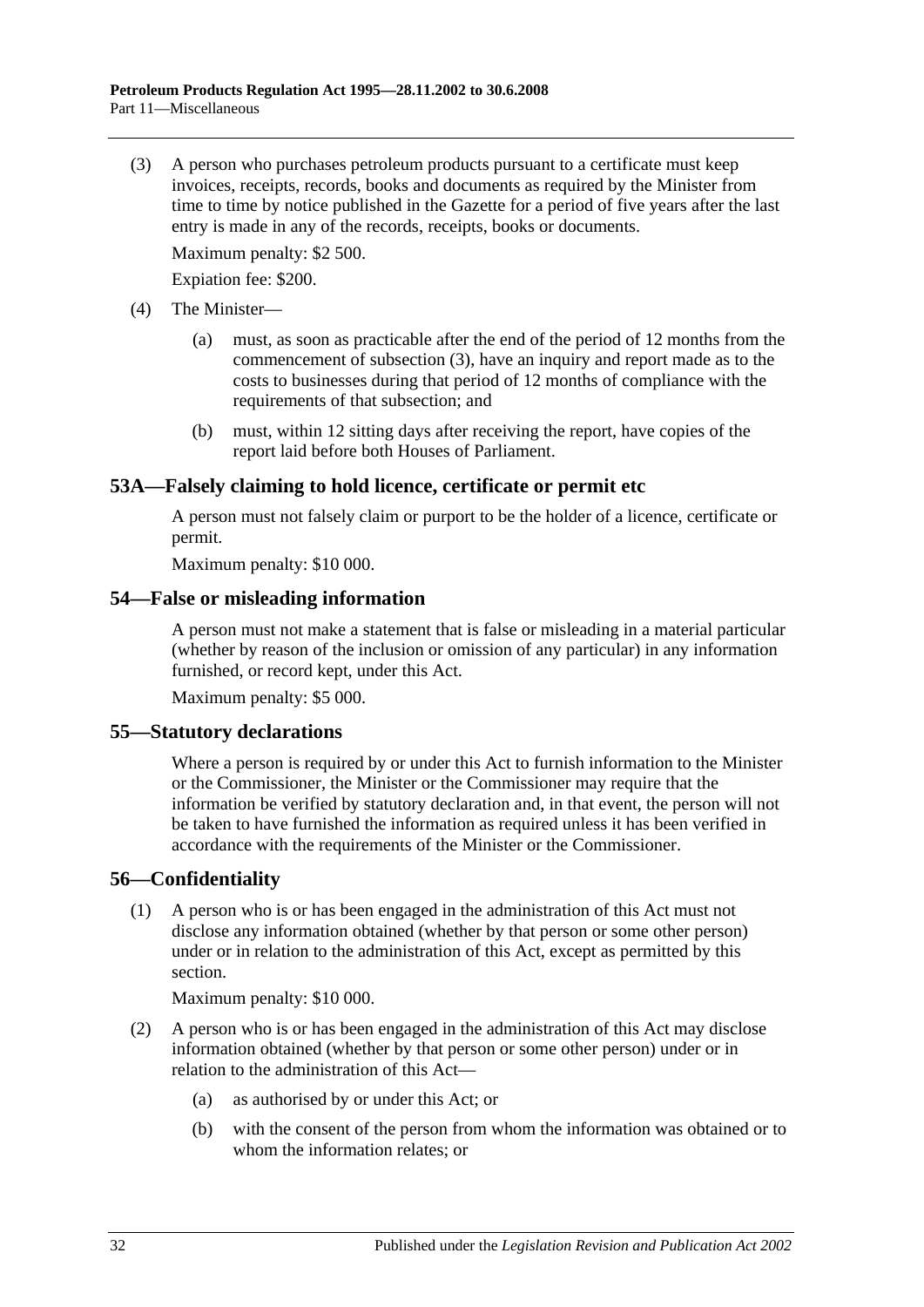(3) A person who purchases petroleum products pursuant to a certificate must keep invoices, receipts, records, books and documents as required by the Minister from time to time by notice published in the Gazette for a period of five years after the last entry is made in any of the records, receipts, books or documents.

Maximum penalty: $2 500.

Expiation fee: $200.

(4) The Minister—

(a) must, as soon as practicable after the end of the period of 12 months from the commencement of subsection (3), have an inquiry and report made as to the costs to businesses during that period of 12 months of compliance with the requirements of that subsection; and

(b) must, within 12 sitting days after receiving the report, have copies of the report laid before both Houses of Parliament.

### 53A—Falsely claiming to hold licence, certificate or permit etc

A person must not falsely claim or purport to be the holder of a licence, certificate or permit.

Maximum penalty: $10 000.

### 54—False or misleading information

A person must not make a statement that is false or misleading in a material particular (whether by reason of the inclusion or omission of any particular) in any information furnished, or record kept, under this Act.

Maximum penalty: $5 000.

### 55—Statutory declarations

Where a person is required by or under this Act to furnish information to the Minister or the Commissioner, the Minister or the Commissioner may require that the information be verified by statutory declaration and, in that event, the person will not be taken to have furnished the information as required unless it has been verified in accordance with the requirements of the Minister or the Commissioner.

### 56—Confidentiality

(1) A person who is or has been engaged in the administration of this Act must not disclose any information obtained (whether by that person or some other person) under or in relation to the administration of this Act, except as permitted by this section.

Maximum penalty: $10 000.

(2) A person who is or has been engaged in the administration of this Act may disclose information obtained (whether by that person or some other person) under or in relation to the administration of this Act—

(a) as authorised by or under this Act; or

(b) with the consent of the person from whom the information was obtained or to whom the information relates; or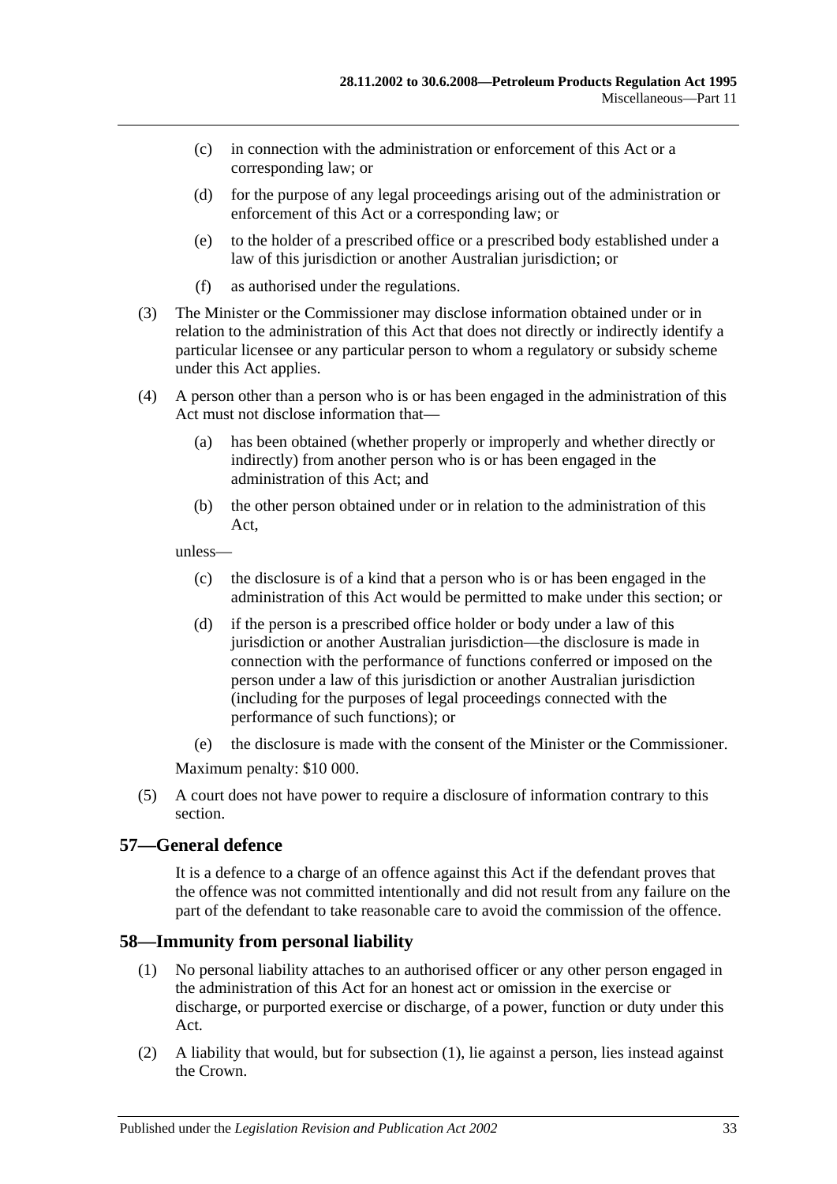(c) in connection with the administration or enforcement of this Act or a corresponding law; or

(d) for the purpose of any legal proceedings arising out of the administration or enforcement of this Act or a corresponding law; or

(e) to the holder of a prescribed office or a prescribed body established under a law of this jurisdiction or another Australian jurisdiction; or

(f) as authorised under the regulations.

(3) The Minister or the Commissioner may disclose information obtained under or in relation to the administration of this Act that does not directly or indirectly identify a particular licensee or any particular person to whom a regulatory or subsidy scheme under this Act applies.

(4) A person other than a person who is or has been engaged in the administration of this Act must not disclose information that—

(a) has been obtained (whether properly or improperly and whether directly or indirectly) from another person who is or has been engaged in the administration of this Act; and

(b) the other person obtained under or in relation to the administration of this Act,

unless—

(c) the disclosure is of a kind that a person who is or has been engaged in the administration of this Act would be permitted to make under this section; or

(d) if the person is a prescribed office holder or body under a law of this jurisdiction or another Australian jurisdiction—the disclosure is made in connection with the performance of functions conferred or imposed on the person under a law of this jurisdiction or another Australian jurisdiction (including for the purposes of legal proceedings connected with the performance of such functions); or

(e) the disclosure is made with the consent of the Minister or the Commissioner.

Maximum penalty: $10 000.

(5) A court does not have power to require a disclosure of information contrary to this section.

## 57—General defence

It is a defence to a charge of an offence against this Act if the defendant proves that the offence was not committed intentionally and did not result from any failure on the part of the defendant to take reasonable care to avoid the commission of the offence.

## 58—Immunity from personal liability

(1) No personal liability attaches to an authorised officer or any other person engaged in the administration of this Act for an honest act or omission in the exercise or discharge, or purported exercise or discharge, of a power, function or duty under this Act.

(2) A liability that would, but for subsection (1), lie against a person, lies instead against the Crown.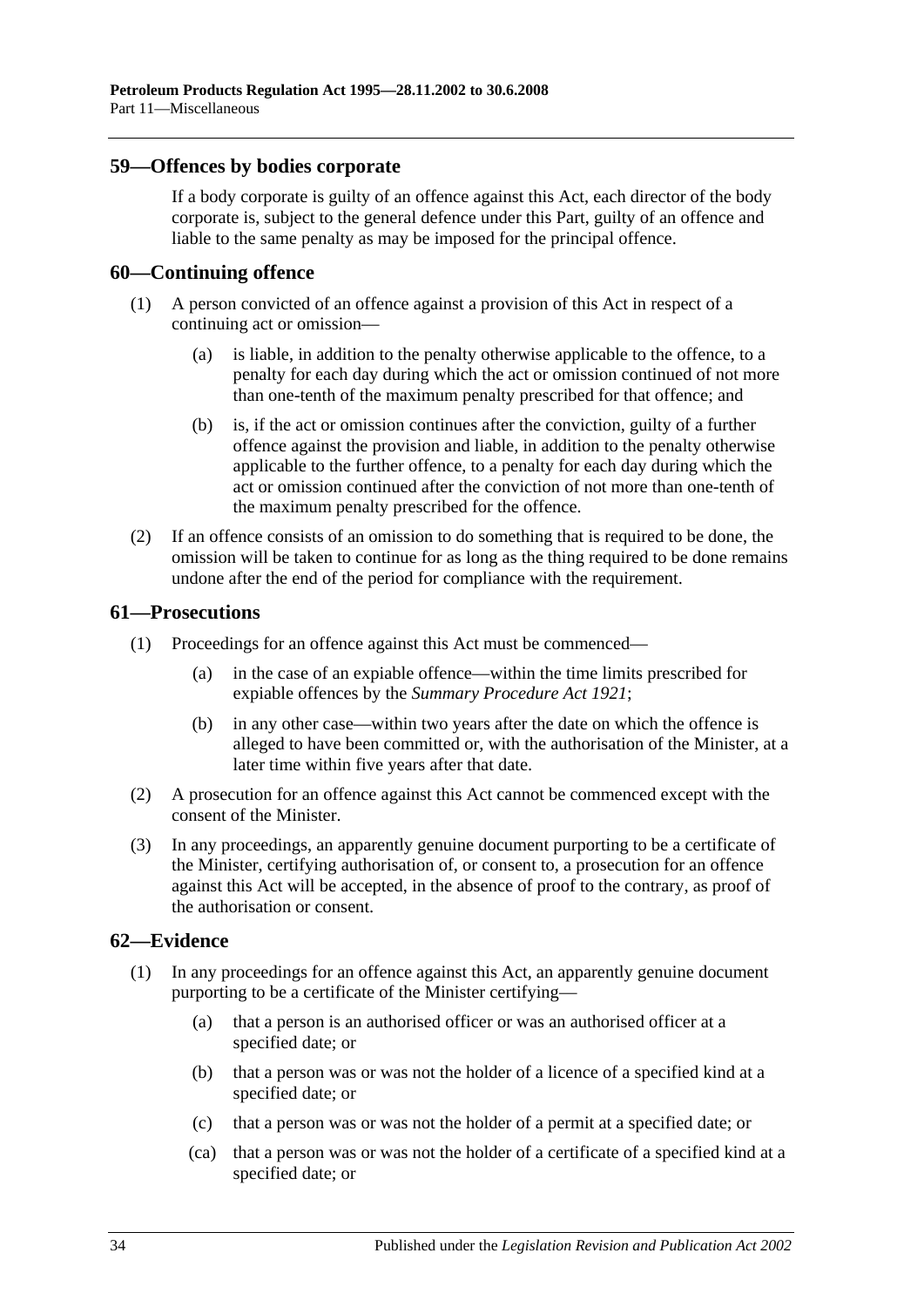## 59—Offences by bodies corporate

If a body corporate is guilty of an offence against this Act, each director of the body corporate is, subject to the general defence under this Part, guilty of an offence and liable to the same penalty as may be imposed for the principal offence.

## 60—Continuing offence

(1) A person convicted of an offence against a provision of this Act in respect of a continuing act or omission—

(a) is liable, in addition to the penalty otherwise applicable to the offence, to a penalty for each day during which the act or omission continued of not more than one-tenth of the maximum penalty prescribed for that offence; and

(b) is, if the act or omission continues after the conviction, guilty of a further offence against the provision and liable, in addition to the penalty otherwise applicable to the further offence, to a penalty for each day during which the act or omission continued after the conviction of not more than one-tenth of the maximum penalty prescribed for the offence.

(2) If an offence consists of an omission to do something that is required to be done, the omission will be taken to continue for as long as the thing required to be done remains undone after the end of the period for compliance with the requirement.

## 61—Prosecutions

(1) Proceedings for an offence against this Act must be commenced—

(a) in the case of an expiable offence—within the time limits prescribed for expiable offences by the *Summary Procedure Act 1921*;

(b) in any other case—within two years after the date on which the offence is alleged to have been committed or, with the authorisation of the Minister, at a later time within five years after that date.

(2) A prosecution for an offence against this Act cannot be commenced except with the consent of the Minister.

(3) In any proceedings, an apparently genuine document purporting to be a certificate of the Minister, certifying authorisation of, or consent to, a prosecution for an offence against this Act will be accepted, in the absence of proof to the contrary, as proof of the authorisation or consent.

## 62—Evidence

(1) In any proceedings for an offence against this Act, an apparently genuine document purporting to be a certificate of the Minister certifying—

(a) that a person is an authorised officer or was an authorised officer at a specified date; or

(b) that a person was or was not the holder of a licence of a specified kind at a specified date; or

(c) that a person was or was not the holder of a permit at a specified date; or

(ca) that a person was or was not the holder of a certificate of a specified kind at a specified date; or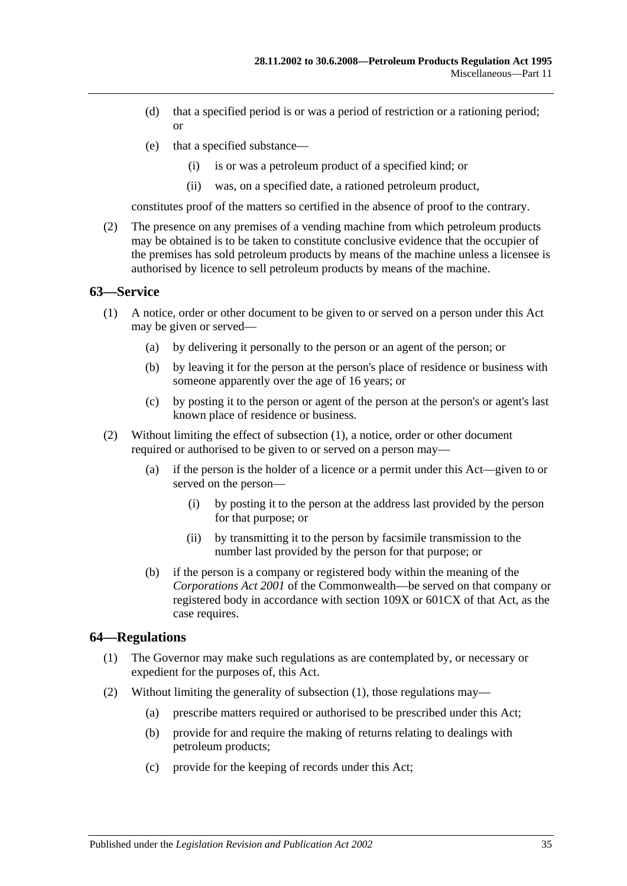(d) that a specified period is or was a period of restriction or a rationing period; or

(e) that a specified substance—

(i) is or was a petroleum product of a specified kind; or

(ii) was, on a specified date, a rationed petroleum product,

constitutes proof of the matters so certified in the absence of proof to the contrary.

(2) The presence on any premises of a vending machine from which petroleum products may be obtained is to be taken to constitute conclusive evidence that the occupier of the premises has sold petroleum products by means of the machine unless a licensee is authorised by licence to sell petroleum products by means of the machine.

## 63—Service

(1) A notice, order or other document to be given to or served on a person under this Act may be given or served—

(a) by delivering it personally to the person or an agent of the person; or

(b) by leaving it for the person at the person's place of residence or business with someone apparently over the age of 16 years; or

(c) by posting it to the person or agent of the person at the person's or agent's last known place of residence or business.

(2) Without limiting the effect of subsection (1), a notice, order or other document required or authorised to be given to or served on a person may—

(a) if the person is the holder of a licence or a permit under this Act—given to or served on the person—

(i) by posting it to the person at the address last provided by the person for that purpose; or

(ii) by transmitting it to the person by facsimile transmission to the number last provided by the person for that purpose; or

(b) if the person is a company or registered body within the meaning of the *Corporations Act 2001* of the Commonwealth—be served on that company or registered body in accordance with section 109X or 601CX of that Act, as the case requires.

## 64—Regulations

(1) The Governor may make such regulations as are contemplated by, or necessary or expedient for the purposes of, this Act.

(2) Without limiting the generality of subsection (1), those regulations may—

(a) prescribe matters required or authorised to be prescribed under this Act;

(b) provide for and require the making of returns relating to dealings with petroleum products;

(c) provide for the keeping of records under this Act;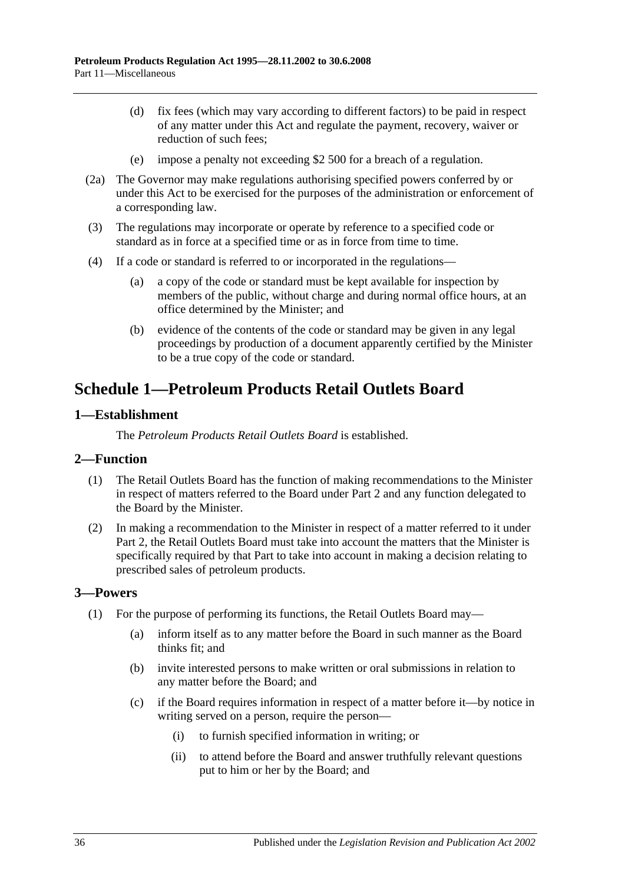(d) fix fees (which may vary according to different factors) to be paid in respect of any matter under this Act and regulate the payment, recovery, waiver or reduction of such fees;

(e) impose a penalty not exceeding $2 500 for a breach of a regulation.

(2a) The Governor may make regulations authorising specified powers conferred by or under this Act to be exercised for the purposes of the administration or enforcement of a corresponding law.

(3) The regulations may incorporate or operate by reference to a specified code or standard as in force at a specified time or as in force from time to time.

(4) If a code or standard is referred to or incorporated in the regulations—

(a) a copy of the code or standard must be kept available for inspection by members of the public, without charge and during normal office hours, at an office determined by the Minister; and

(b) evidence of the contents of the code or standard may be given in any legal proceedings by production of a document apparently certified by the Minister to be a true copy of the code or standard.

# Schedule 1—Petroleum Products Retail Outlets Board

## 1—Establishment

The *Petroleum Products Retail Outlets Board* is established.

## 2—Function

(1) The Retail Outlets Board has the function of making recommendations to the Minister in respect of matters referred to the Board under Part 2 and any function delegated to the Board by the Minister.

(2) In making a recommendation to the Minister in respect of a matter referred to it under Part 2, the Retail Outlets Board must take into account the matters that the Minister is specifically required by that Part to take into account in making a decision relating to prescribed sales of petroleum products.

## 3—Powers

(1) For the purpose of performing its functions, the Retail Outlets Board may—

(a) inform itself as to any matter before the Board in such manner as the Board thinks fit; and

(b) invite interested persons to make written or oral submissions in relation to any matter before the Board; and

(c) if the Board requires information in respect of a matter before it—by notice in writing served on a person, require the person—

(i) to furnish specified information in writing; or

(ii) to attend before the Board and answer truthfully relevant questions put to him or her by the Board; and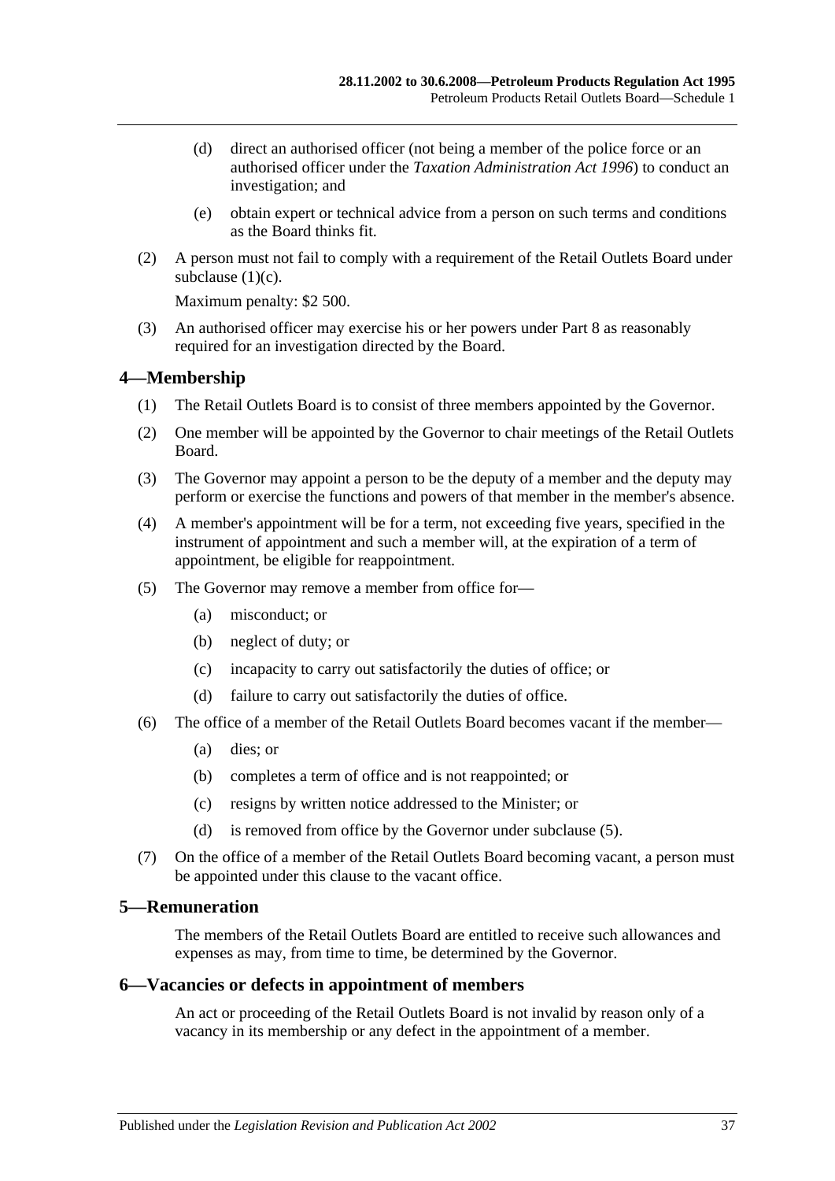(d) direct an authorised officer (not being a member of the police force or an authorised officer under the *Taxation Administration Act 1996*) to conduct an investigation; and

(e) obtain expert or technical advice from a person on such terms and conditions as the Board thinks fit.

(2) A person must not fail to comply with a requirement of the Retail Outlets Board under subclause (1)(c).

Maximum penalty: $2 500.

(3) An authorised officer may exercise his or her powers under Part 8 as reasonably required for an investigation directed by the Board.

## 4—Membership

(1) The Retail Outlets Board is to consist of three members appointed by the Governor.

(2) One member will be appointed by the Governor to chair meetings of the Retail Outlets Board.

(3) The Governor may appoint a person to be the deputy of a member and the deputy may perform or exercise the functions and powers of that member in the member's absence.

(4) A member's appointment will be for a term, not exceeding five years, specified in the instrument of appointment and such a member will, at the expiration of a term of appointment, be eligible for reappointment.

(5) The Governor may remove a member from office for—

- (a) misconduct; or
- (b) neglect of duty; or
- (c) incapacity to carry out satisfactorily the duties of office; or
- (d) failure to carry out satisfactorily the duties of office.

(6) The office of a member of the Retail Outlets Board becomes vacant if the member—

- (a) dies; or
- (b) completes a term of office and is not reappointed; or
- (c) resigns by written notice addressed to the Minister; or
- (d) is removed from office by the Governor under subclause (5).

(7) On the office of a member of the Retail Outlets Board becoming vacant, a person must be appointed under this clause to the vacant office.

## 5—Remuneration

The members of the Retail Outlets Board are entitled to receive such allowances and expenses as may, from time to time, be determined by the Governor.

## 6—Vacancies or defects in appointment of members

An act or proceeding of the Retail Outlets Board is not invalid by reason only of a vacancy in its membership or any defect in the appointment of a member.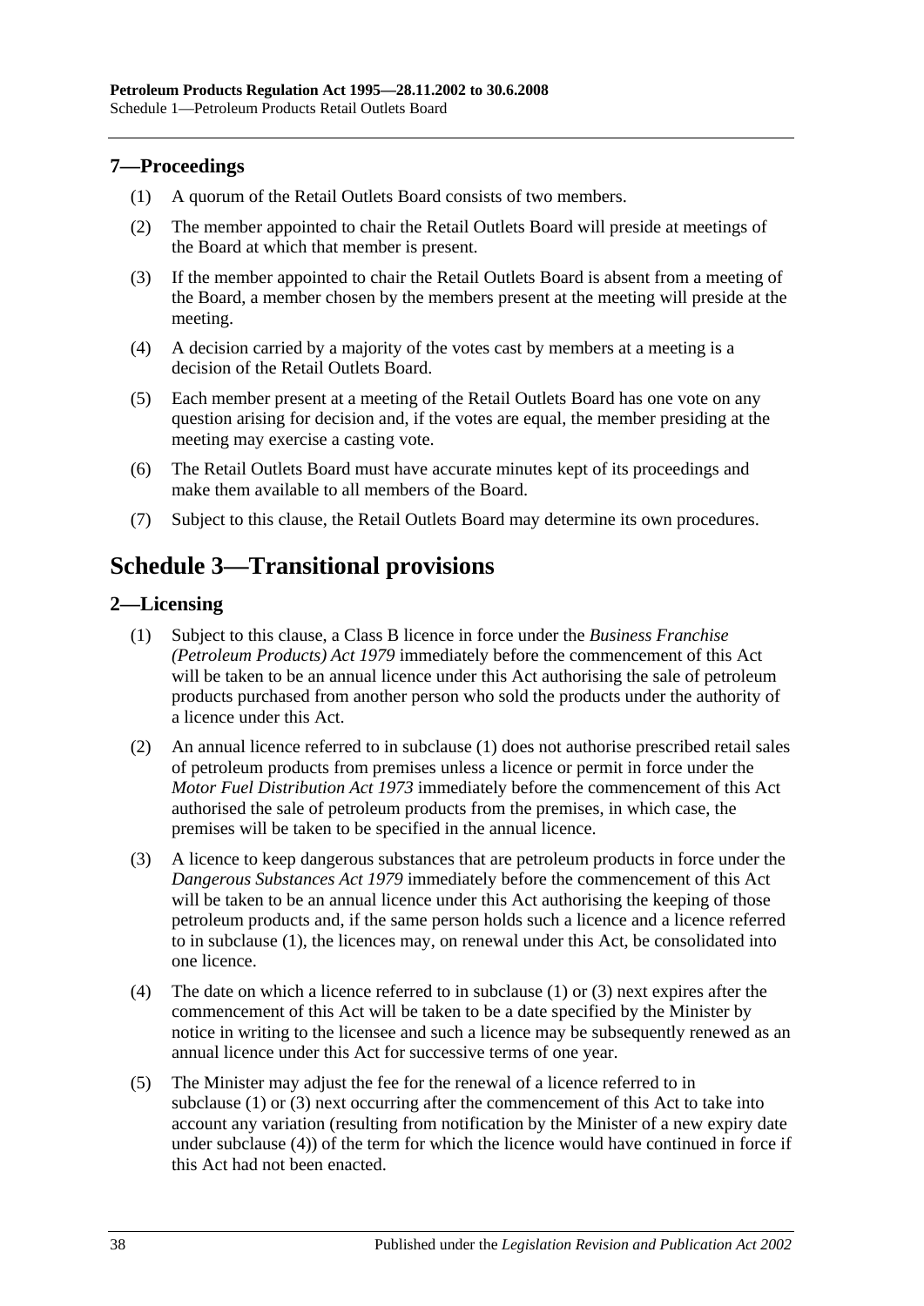## 7—Proceedings

(1) A quorum of the Retail Outlets Board consists of two members.

(2) The member appointed to chair the Retail Outlets Board will preside at meetings of the Board at which that member is present.

(3) If the member appointed to chair the Retail Outlets Board is absent from a meeting of the Board, a member chosen by the members present at the meeting will preside at the meeting.

(4) A decision carried by a majority of the votes cast by members at a meeting is a decision of the Retail Outlets Board.

(5) Each member present at a meeting of the Retail Outlets Board has one vote on any question arising for decision and, if the votes are equal, the member presiding at the meeting may exercise a casting vote.

(6) The Retail Outlets Board must have accurate minutes kept of its proceedings and make them available to all members of the Board.

(7) Subject to this clause, the Retail Outlets Board may determine its own procedures.

# Schedule 3—Transitional provisions

## 2—Licensing

(1) Subject to this clause, a Class B licence in force under the *Business Franchise (Petroleum Products) Act 1979* immediately before the commencement of this Act will be taken to be an annual licence under this Act authorising the sale of petroleum products purchased from another person who sold the products under the authority of a licence under this Act.

(2) An annual licence referred to in subclause (1) does not authorise prescribed retail sales of petroleum products from premises unless a licence or permit in force under the *Motor Fuel Distribution Act 1973* immediately before the commencement of this Act authorised the sale of petroleum products from the premises, in which case, the premises will be taken to be specified in the annual licence.

(3) A licence to keep dangerous substances that are petroleum products in force under the *Dangerous Substances Act 1979* immediately before the commencement of this Act will be taken to be an annual licence under this Act authorising the keeping of those petroleum products and, if the same person holds such a licence and a licence referred to in subclause (1), the licences may, on renewal under this Act, be consolidated into one licence.

(4) The date on which a licence referred to in subclause (1) or (3) next expires after the commencement of this Act will be taken to be a date specified by the Minister by notice in writing to the licensee and such a licence may be subsequently renewed as an annual licence under this Act for successive terms of one year.

(5) The Minister may adjust the fee for the renewal of a licence referred to in subclause (1) or (3) next occurring after the commencement of this Act to take into account any variation (resulting from notification by the Minister of a new expiry date under subclause (4)) of the term for which the licence would have continued in force if this Act had not been enacted.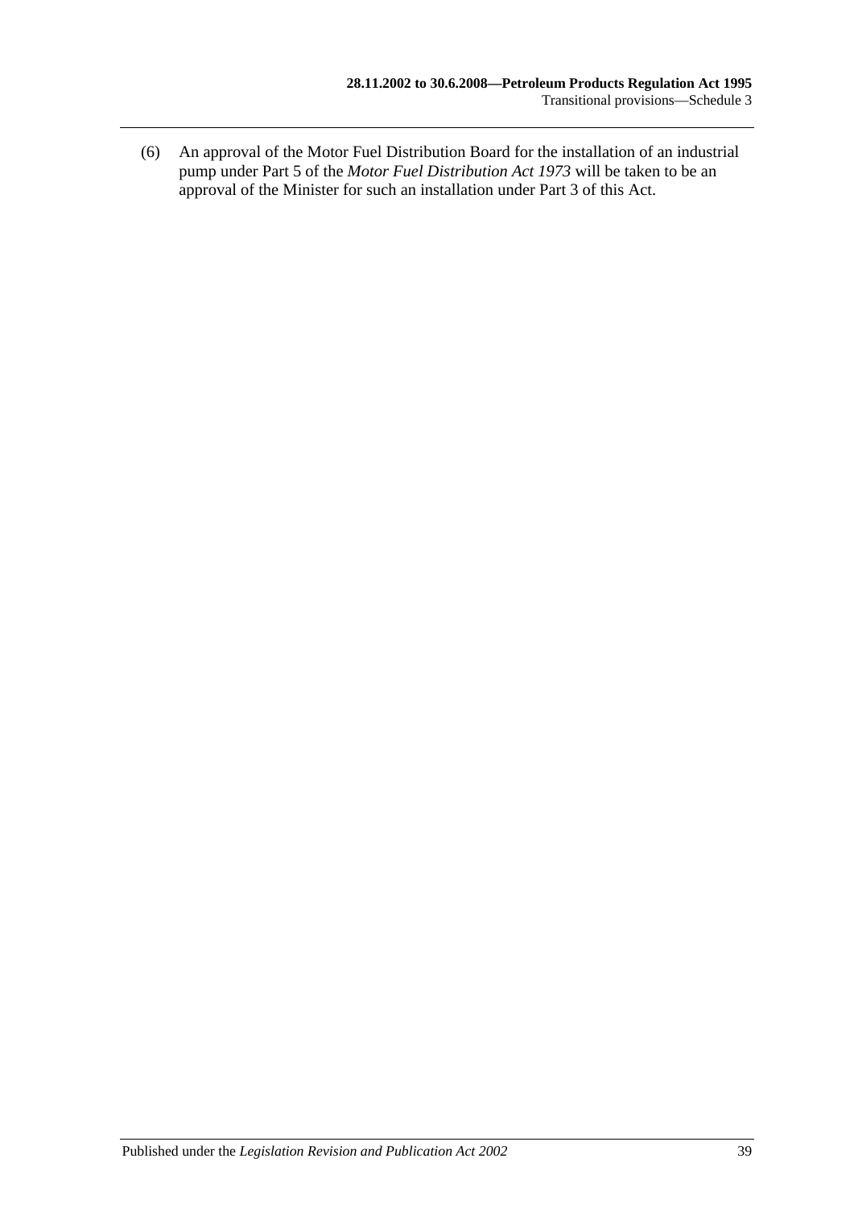(6) An approval of the Motor Fuel Distribution Board for the installation of an industrial pump under Part 5 of the *Motor Fuel Distribution Act 1973* will be taken to be an approval of the Minister for such an installation under Part 3 of this Act.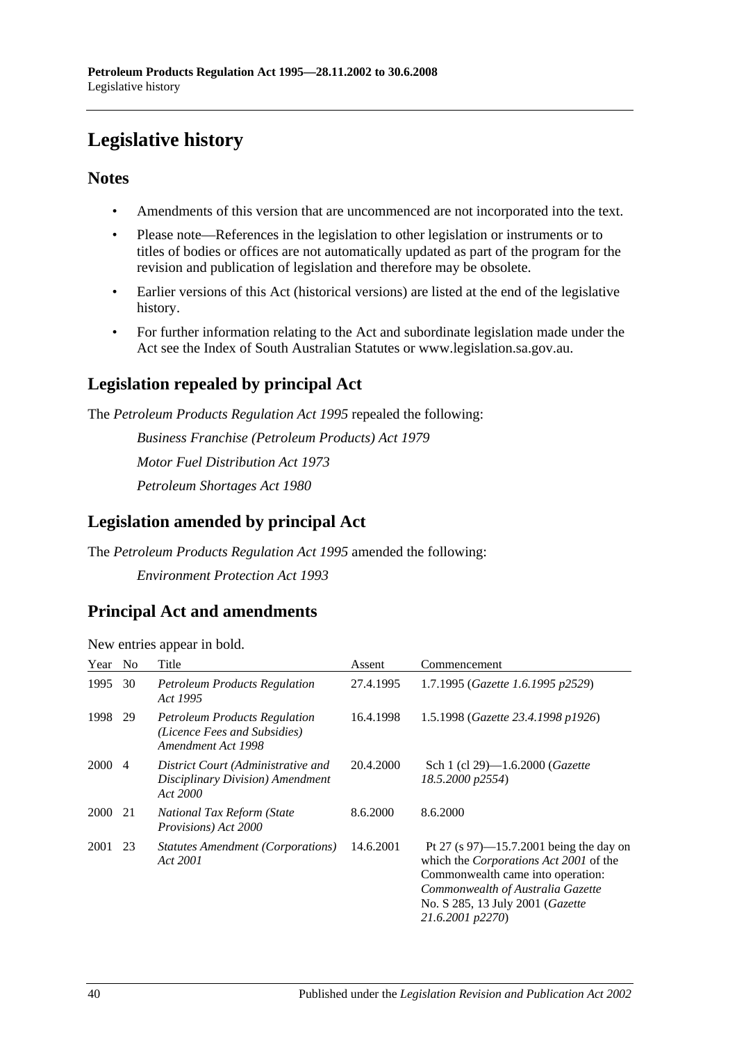# Legislative history

## Notes

- Amendments of this version that are uncommenced are not incorporated into the text.
- Please note—References in the legislation to other legislation or instruments or to titles of bodies or offices are not automatically updated as part of the program for the revision and publication of legislation and therefore may be obsolete.
- Earlier versions of this Act (historical versions) are listed at the end of the legislative history.
- For further information relating to the Act and subordinate legislation made under the Act see the Index of South Australian Statutes or www.legislation.sa.gov.au.

## Legislation repealed by principal Act

The *Petroleum Products Regulation Act 1995* repealed the following:

*Business Franchise (Petroleum Products) Act 1979*

*Motor Fuel Distribution Act 1973*

*Petroleum Shortages Act 1980*

## Legislation amended by principal Act

The *Petroleum Products Regulation Act 1995* amended the following:

*Environment Protection Act 1993*

## Principal Act and amendments

New entries appear in bold.

| Year | No | Title | Assent | Commencement |
|---|---|---|---|---|
| 1995 | 30 | *Petroleum Products Regulation Act 1995* | 27.4.1995 | 1.7.1995 (*Gazette 1.6.1995 p2529*) |
| 1998 | 29 | *Petroleum Products Regulation (Licence Fees and Subsidies) Amendment Act 1998* | 16.4.1998 | 1.5.1998 (*Gazette 23.4.1998 p1926*) |
| 2000 | 4 | *District Court (Administrative and Disciplinary Division) Amendment Act 2000* | 20.4.2000 | Sch 1 (cl 29)—1.6.2000 (*Gazette 18.5.2000 p2554*) |
| 2000 | 21 | *National Tax Reform (State Provisions) Act 2000* | 8.6.2000 | 8.6.2000 |
| 2001 | 23 | *Statutes Amendment (Corporations) Act 2001* | 14.6.2001 | Pt 27 (s 97)—15.7.2001 being the day on which the *Corporations Act 2001* of the Commonwealth came into operation: *Commonwealth of Australia Gazette* No. S 285, 13 July 2001 (*Gazette 21.6.2001 p2270*) |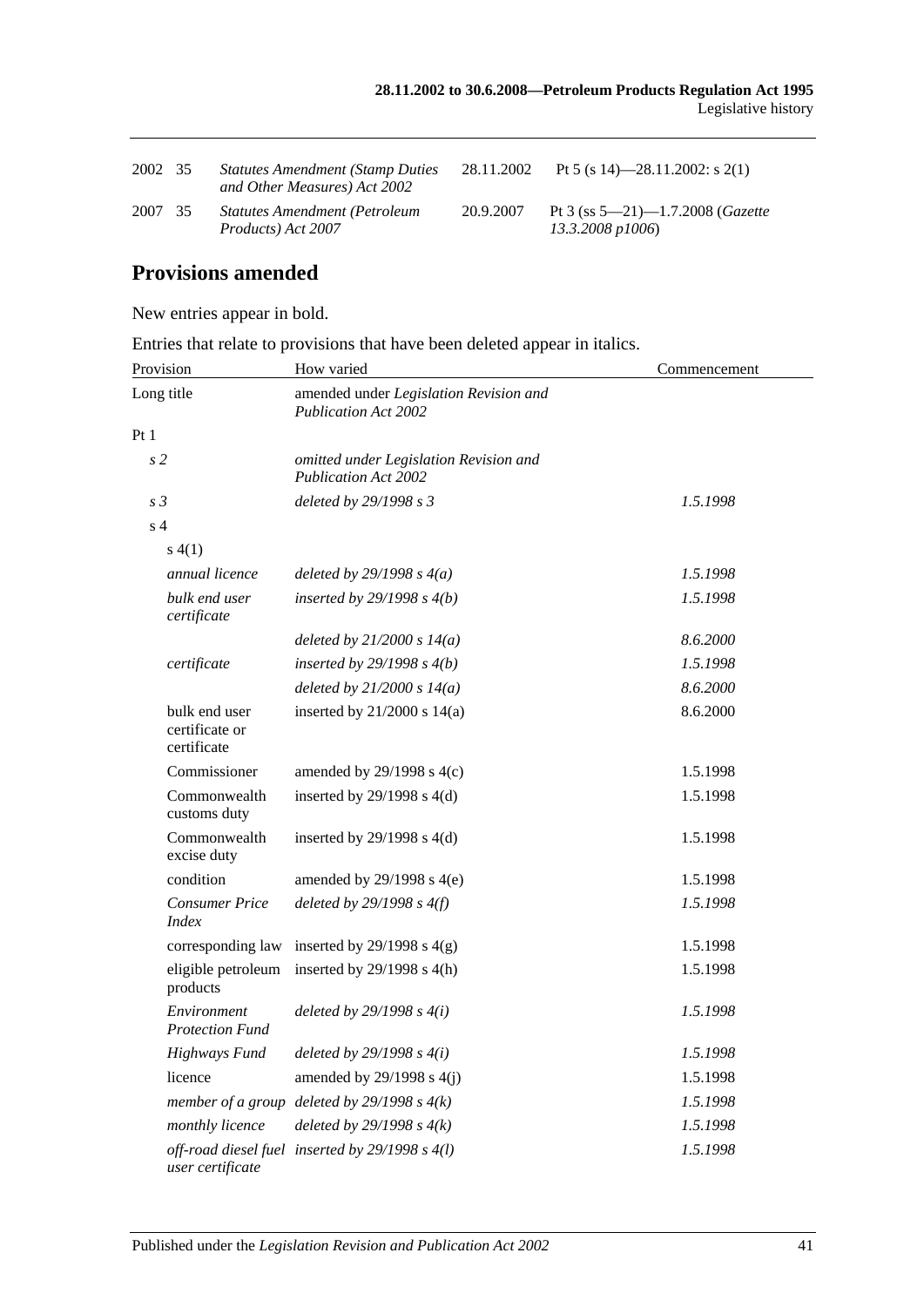| | | | | |
|---|---|---|---|---|
| 2002 | 35 | *Statutes Amendment (Stamp Duties and Other Measures) Act 2002* | 28.11.2002 | Pt 5 (s 14)—28.11.2002: s 2(1) |
| 2007 | 35 | *Statutes Amendment (Petroleum Products) Act 2007* | 20.9.2007 | Pt 3 (ss 5—21)—1.7.2008 (*Gazette 13.3.2008 p1006*) |

## Provisions amended

New entries appear in bold.

Entries that relate to provisions that have been deleted appear in italics.

| Provision | | How varied | Commencement |
|---|---|---|---|
| Long title | | amended under *Legislation Revision and Publication Act 2002* | |
| Pt 1 | | | |
| *s 2* | | *omitted under Legislation Revision and Publication Act 2002* | |
| *s 3* | | *deleted by 29/1998 s 3* | *1.5.1998* |
| s 4 | | | |
| s 4(1) | | | |
| | *annual licence* | *deleted by 29/1998 s 4(a)* | *1.5.1998* |
| | *bulk end user certificate* | *inserted by 29/1998 s 4(b)* | *1.5.1998* |
| | | *deleted by 21/2000 s 14(a)* | *8.6.2000* |
| | *certificate* | *inserted by 29/1998 s 4(b)* | *1.5.1998* |
| | | *deleted by 21/2000 s 14(a)* | *8.6.2000* |
| | bulk end user certificate or certificate | inserted by 21/2000 s 14(a) | 8.6.2000 |
| | Commissioner | amended by 29/1998 s 4(c) | 1.5.1998 |
| | Commonwealth customs duty | inserted by 29/1998 s 4(d) | 1.5.1998 |
| | Commonwealth excise duty | inserted by 29/1998 s 4(d) | 1.5.1998 |
| | condition | amended by 29/1998 s 4(e) | 1.5.1998 |
| | *Consumer Price Index* | *deleted by 29/1998 s 4(f)* | *1.5.1998* |
| | corresponding law | inserted by 29/1998 s 4(g) | 1.5.1998 |
| | eligible petroleum products | inserted by 29/1998 s 4(h) | 1.5.1998 |
| | *Environment Protection Fund* | *deleted by 29/1998 s 4(i)* | *1.5.1998* |
| | *Highways Fund* | *deleted by 29/1998 s 4(i)* | *1.5.1998* |
| | licence | amended by 29/1998 s 4(j) | 1.5.1998 |
| | *member of a group* | *deleted by 29/1998 s 4(k)* | *1.5.1998* |
| | *monthly licence* | *deleted by 29/1998 s 4(k)* | *1.5.1998* |
| | *off-road diesel fuel user certificate* | *inserted by 29/1998 s 4(l)* | *1.5.1998* |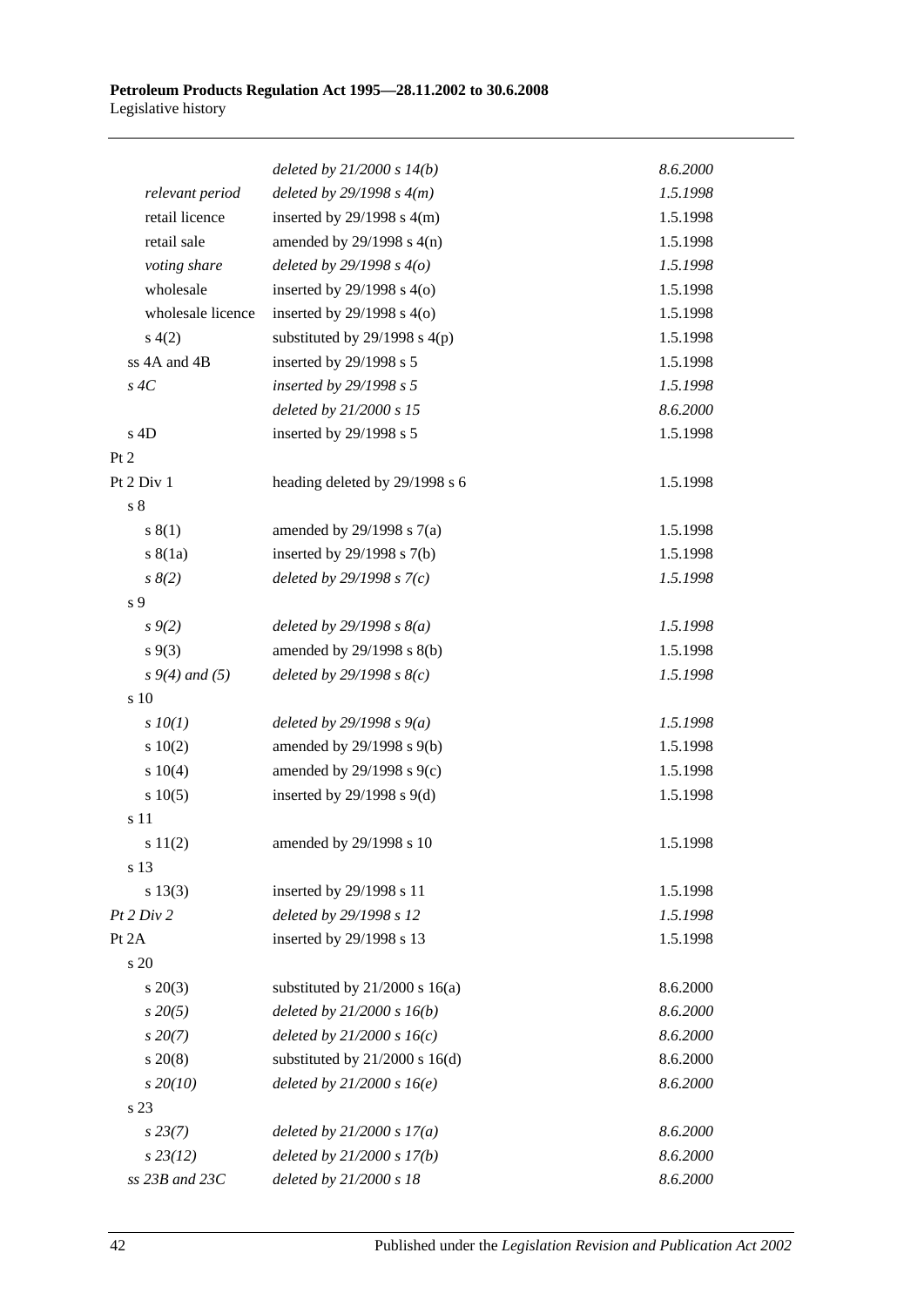| | | |
|---|---|---|
| | *deleted by 21/2000 s 14(b)* | *8.6.2000* |
| *relevant period* | *deleted by 29/1998 s 4(m)* | *1.5.1998* |
| retail licence | inserted by 29/1998 s 4(m) | 1.5.1998 |
| retail sale | amended by 29/1998 s 4(n) | 1.5.1998 |
| *voting share* | *deleted by 29/1998 s 4(o)* | *1.5.1998* |
| wholesale | inserted by 29/1998 s 4(o) | 1.5.1998 |
| wholesale licence | inserted by 29/1998 s 4(o) | 1.5.1998 |
| s 4(2) | substituted by 29/1998 s 4(p) | 1.5.1998 |
| ss 4A and 4B | inserted by 29/1998 s 5 | 1.5.1998 |
| *s 4C* | *inserted by 29/1998 s 5* | *1.5.1998* |
| | *deleted by 21/2000 s 15* | *8.6.2000* |
| s 4D | inserted by 29/1998 s 5 | 1.5.1998 |
| Pt 2 | | |
| Pt 2 Div 1 | heading deleted by 29/1998 s 6 | 1.5.1998 |
| s 8 | | |
| s 8(1) | amended by 29/1998 s 7(a) | 1.5.1998 |
| s 8(1a) | inserted by 29/1998 s 7(b) | 1.5.1998 |
| *s 8(2)* | *deleted by 29/1998 s 7(c)* | *1.5.1998* |
| s 9 | | |
| *s 9(2)* | *deleted by 29/1998 s 8(a)* | *1.5.1998* |
| s 9(3) | amended by 29/1998 s 8(b) | 1.5.1998 |
| *s 9(4) and (5)* | *deleted by 29/1998 s 8(c)* | *1.5.1998* |
| s 10 | | |
| *s 10(1)* | *deleted by 29/1998 s 9(a)* | *1.5.1998* |
| s 10(2) | amended by 29/1998 s 9(b) | 1.5.1998 |
| s 10(4) | amended by 29/1998 s 9(c) | 1.5.1998 |
| s 10(5) | inserted by 29/1998 s 9(d) | 1.5.1998 |
| s 11 | | |
| s 11(2) | amended by 29/1998 s 10 | 1.5.1998 |
| s 13 | | |
| s 13(3) | inserted by 29/1998 s 11 | 1.5.1998 |
| *Pt 2 Div 2* | *deleted by 29/1998 s 12* | *1.5.1998* |
| Pt 2A | inserted by 29/1998 s 13 | 1.5.1998 |
| s 20 | | |
| s 20(3) | substituted by 21/2000 s 16(a) | 8.6.2000 |
| *s 20(5)* | *deleted by 21/2000 s 16(b)* | *8.6.2000* |
| *s 20(7)* | *deleted by 21/2000 s 16(c)* | *8.6.2000* |
| s 20(8) | substituted by 21/2000 s 16(d) | 8.6.2000 |
| *s 20(10)* | *deleted by 21/2000 s 16(e)* | *8.6.2000* |
| s 23 | | |
| *s 23(7)* | *deleted by 21/2000 s 17(a)* | *8.6.2000* |
| *s 23(12)* | *deleted by 21/2000 s 17(b)* | *8.6.2000* |
| *ss 23B and 23C* | *deleted by 21/2000 s 18* | *8.6.2000* |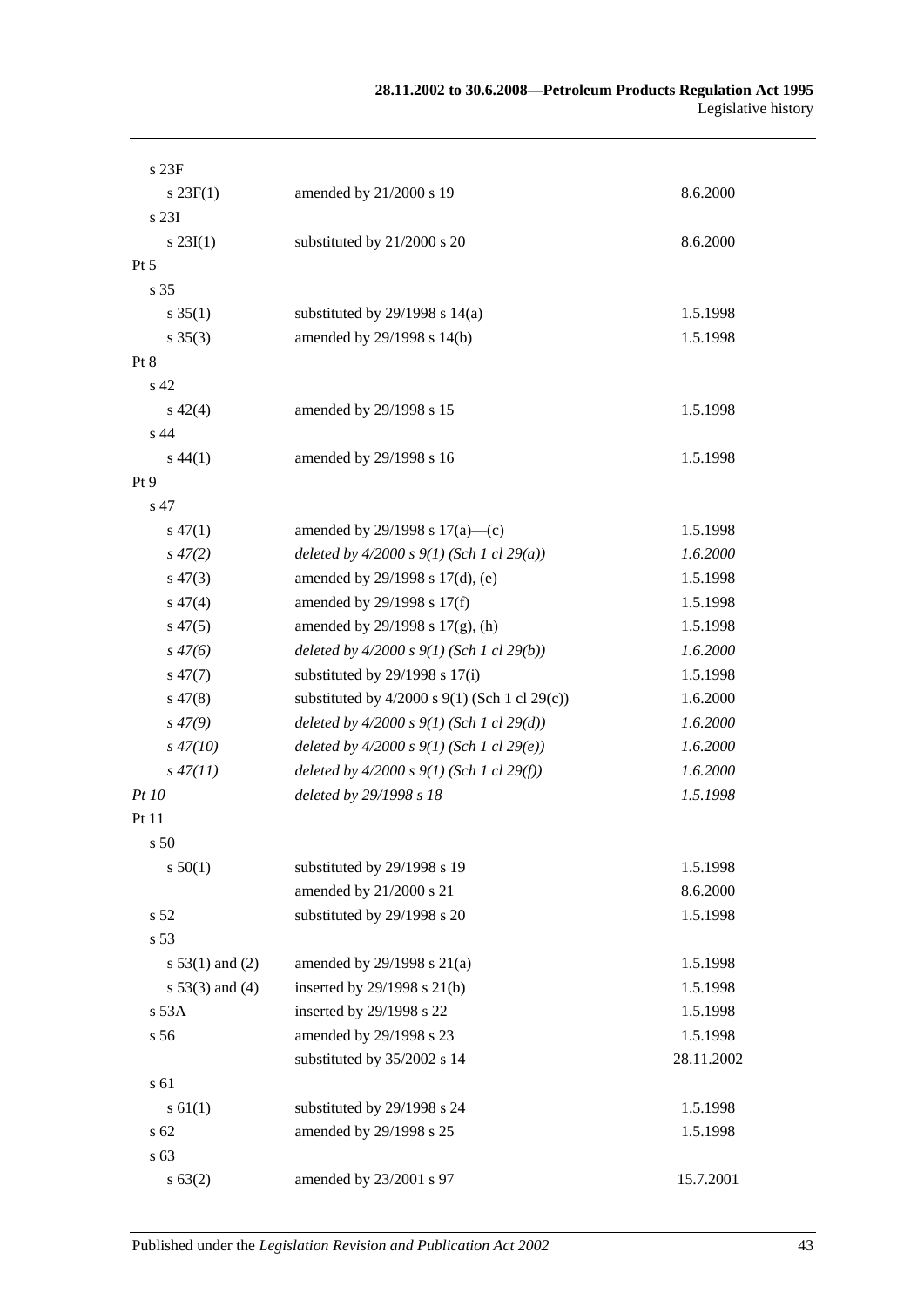| | | |
|---|---|---|
| s 23F | | |
| s 23F(1) | amended by 21/2000 s 19 | 8.6.2000 |
| s 23I | | |
| s 23I(1) | substituted by 21/2000 s 20 | 8.6.2000 |
| Pt 5 | | |
| s 35 | | |
| s 35(1) | substituted by 29/1998 s 14(a) | 1.5.1998 |
| s 35(3) | amended by 29/1998 s 14(b) | 1.5.1998 |
| Pt 8 | | |
| s 42 | | |
| s 42(4) | amended by 29/1998 s 15 | 1.5.1998 |
| s 44 | | |
| s 44(1) | amended by 29/1998 s 16 | 1.5.1998 |
| Pt 9 | | |
| s 47 | | |
| s 47(1) | amended by 29/1998 s 17(a)—(c) | 1.5.1998 |
| *s 47(2)* | *deleted by 4/2000 s 9(1) (Sch 1 cl 29(a))* | *1.6.2000* |
| s 47(3) | amended by 29/1998 s 17(d), (e) | 1.5.1998 |
| s 47(4) | amended by 29/1998 s 17(f) | 1.5.1998 |
| s 47(5) | amended by 29/1998 s 17(g), (h) | 1.5.1998 |
| *s 47(6)* | *deleted by 4/2000 s 9(1) (Sch 1 cl 29(b))* | *1.6.2000* |
| s 47(7) | substituted by 29/1998 s 17(i) | 1.5.1998 |
| s 47(8) | substituted by 4/2000 s 9(1) (Sch 1 cl 29(c)) | 1.6.2000 |
| *s 47(9)* | *deleted by 4/2000 s 9(1) (Sch 1 cl 29(d))* | *1.6.2000* |
| *s 47(10)* | *deleted by 4/2000 s 9(1) (Sch 1 cl 29(e))* | *1.6.2000* |
| *s 47(11)* | *deleted by 4/2000 s 9(1) (Sch 1 cl 29(f))* | *1.6.2000* |
| *Pt 10* | *deleted by 29/1998 s 18* | *1.5.1998* |
| Pt 11 | | |
| s 50 | | |
| s 50(1) | substituted by 29/1998 s 19 | 1.5.1998 |
| | amended by 21/2000 s 21 | 8.6.2000 |
| s 52 | substituted by 29/1998 s 20 | 1.5.1998 |
| s 53 | | |
| s 53(1) and (2) | amended by 29/1998 s 21(a) | 1.5.1998 |
| s 53(3) and (4) | inserted by 29/1998 s 21(b) | 1.5.1998 |
| s 53A | inserted by 29/1998 s 22 | 1.5.1998 |
| s 56 | amended by 29/1998 s 23 | 1.5.1998 |
| | substituted by 35/2002 s 14 | 28.11.2002 |
| s 61 | | |
| s 61(1) | substituted by 29/1998 s 24 | 1.5.1998 |
| s 62 | amended by 29/1998 s 25 | 1.5.1998 |
| s 63 | | |
| s 63(2) | amended by 23/2001 s 97 | 15.7.2001 |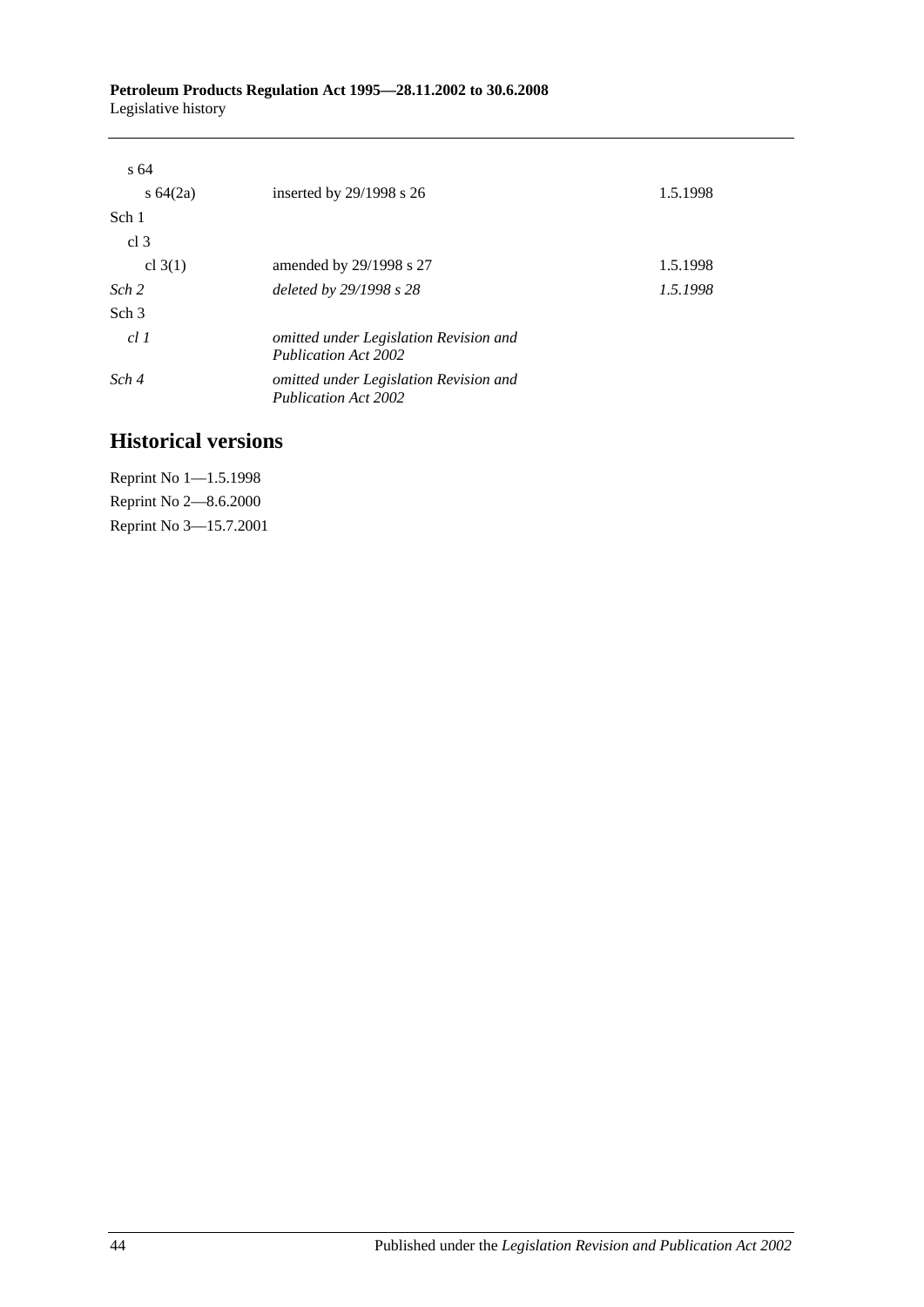| | | |
|---|---|---|
| s 64 | | |
| s 64(2a) | inserted by 29/1998 s 26 | 1.5.1998 |
| Sch 1 | | |
| cl 3 | | |
| cl 3(1) | amended by 29/1998 s 27 | 1.5.1998 |
| *Sch 2* | *deleted by 29/1998 s 28* | *1.5.1998* |
| Sch 3 | | |
| *cl 1* | *omitted under Legislation Revision and Publication Act 2002* | |
| *Sch 4* | *omitted under Legislation Revision and Publication Act 2002* | |

## Historical versions

Reprint No 1—1.5.1998

Reprint No 2—8.6.2000

Reprint No 3—15.7.2001